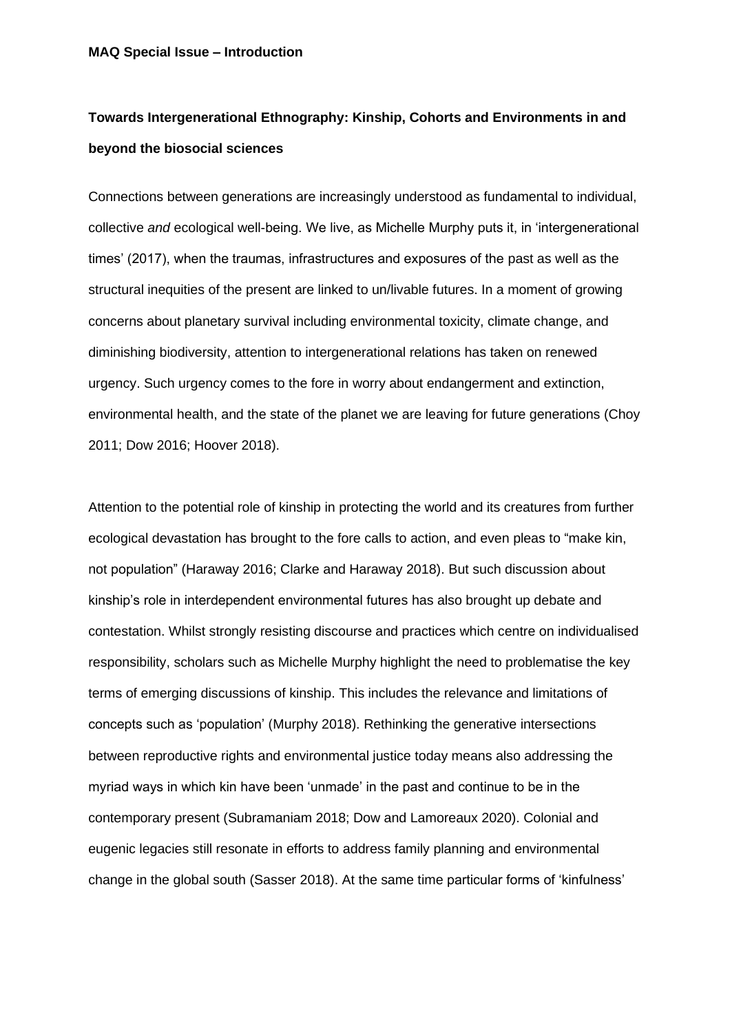**MAQ Special Issue – Introduction**

# Towards Intergenerational Ethnography: Kinship, Cohorts and Environments in and beyond the biosocial sciences

Connections between generations are increasingly understood as fundamental to individual, collective *and* ecological well-being. We live, as Michelle Murphy puts it, in 'intergenerational times' (2017), when the traumas, infrastructures and exposures of the past as well as the structural inequities of the present are linked to un/livable futures. In a moment of growing concerns about planetary survival including environmental toxicity, climate change, and diminishing biodiversity, attention to intergenerational relations has taken on renewed urgency. Such urgency comes to the fore in worry about endangerment and extinction, environmental health, and the state of the planet we are leaving for future generations (Choy 2011; Dow 2016; Hoover 2018).

Attention to the potential role of kinship in protecting the world and its creatures from further ecological devastation has brought to the fore calls to action, and even pleas to "make kin, not population" (Haraway 2016; Clarke and Haraway 2018). But such discussion about kinship's role in interdependent environmental futures has also brought up debate and contestation. Whilst strongly resisting discourse and practices which centre on individualised responsibility, scholars such as Michelle Murphy highlight the need to problematise the key terms of emerging discussions of kinship. This includes the relevance and limitations of concepts such as 'population' (Murphy 2018). Rethinking the generative intersections between reproductive rights and environmental justice today means also addressing the myriad ways in which kin have been 'unmade' in the past and continue to be in the contemporary present (Subramaniam 2018; Dow and Lamoreaux 2020). Colonial and eugenic legacies still resonate in efforts to address family planning and environmental change in the global south (Sasser 2018). At the same time particular forms of 'kinfulness'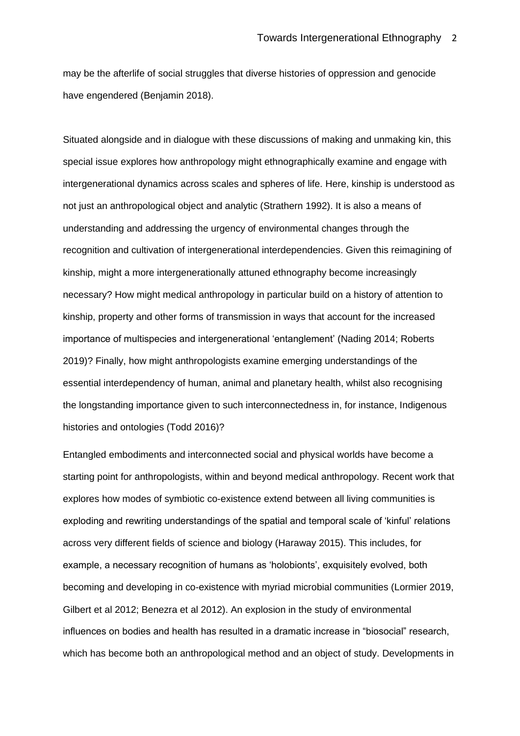may be the afterlife of social struggles that diverse histories of oppression and genocide have engendered (Benjamin 2018).

Situated alongside and in dialogue with these discussions of making and unmaking kin, this special issue explores how anthropology might ethnographically examine and engage with intergenerational dynamics across scales and spheres of life. Here, kinship is understood as not just an anthropological object and analytic (Strathern 1992). It is also a means of understanding and addressing the urgency of environmental changes through the recognition and cultivation of intergenerational interdependencies. Given this reimagining of kinship, might a more intergenerationally attuned ethnography become increasingly necessary? How might medical anthropology in particular build on a history of attention to kinship, property and other forms of transmission in ways that account for the increased importance of multispecies and intergenerational 'entanglement' (Nading 2014; Roberts 2019)? Finally, how might anthropologists examine emerging understandings of the essential interdependency of human, animal and planetary health, whilst also recognising the longstanding importance given to such interconnectedness in, for instance, Indigenous histories and ontologies (Todd 2016)?

Entangled embodiments and interconnected social and physical worlds have become a starting point for anthropologists, within and beyond medical anthropology. Recent work that explores how modes of symbiotic co-existence extend between all living communities is exploding and rewriting understandings of the spatial and temporal scale of 'kinful' relations across very different fields of science and biology (Haraway 2015). This includes, for example, a necessary recognition of humans as 'holobionts', exquisitely evolved, both becoming and developing in co-existence with myriad microbial communities (Lormier 2019, Gilbert et al 2012; Benezra et al 2012). An explosion in the study of environmental influences on bodies and health has resulted in a dramatic increase in "biosocial" research, which has become both an anthropological method and an object of study. Developments in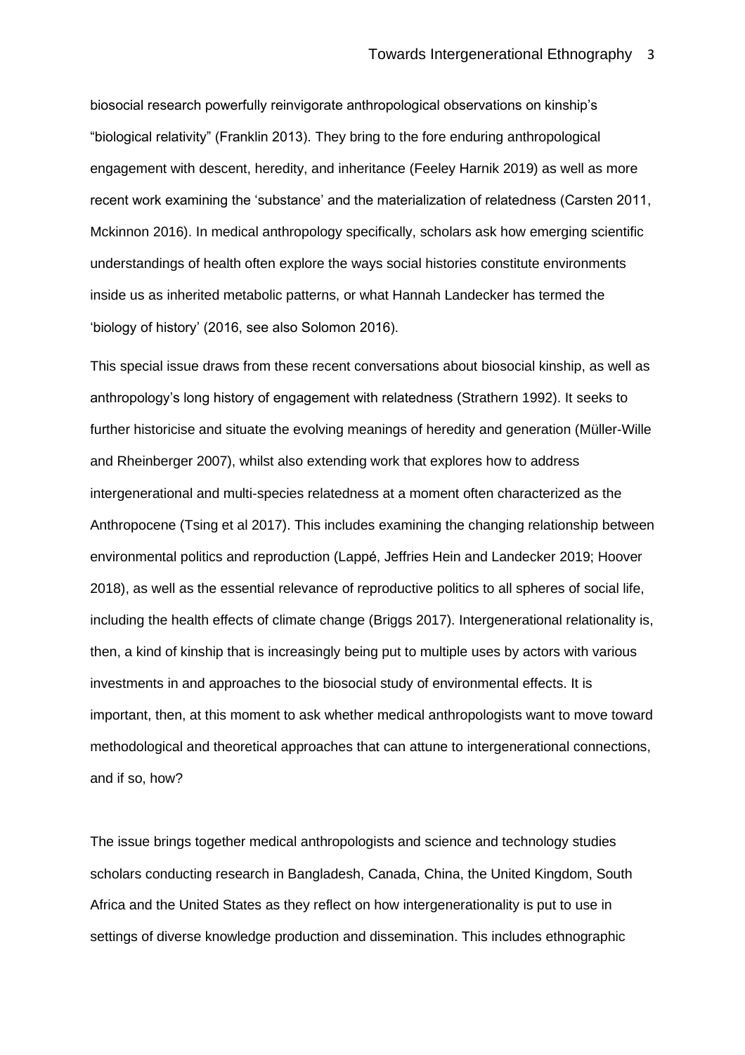biosocial research powerfully reinvigorate anthropological observations on kinship's "biological relativity" (Franklin 2013). They bring to the fore enduring anthropological engagement with descent, heredity, and inheritance (Feeley Harnik 2019) as well as more recent work examining the 'substance' and the materialization of relatedness (Carsten 2011, Mckinnon 2016). In medical anthropology specifically, scholars ask how emerging scientific understandings of health often explore the ways social histories constitute environments inside us as inherited metabolic patterns, or what Hannah Landecker has termed the 'biology of history' (2016, see also Solomon 2016).

This special issue draws from these recent conversations about biosocial kinship, as well as anthropology's long history of engagement with relatedness (Strathern 1992). It seeks to further historicise and situate the evolving meanings of heredity and generation (Müller-Wille and Rheinberger 2007), whilst also extending work that explores how to address intergenerational and multi-species relatedness at a moment often characterized as the Anthropocene (Tsing et al 2017). This includes examining the changing relationship between environmental politics and reproduction (Lappé, Jeffries Hein and Landecker 2019; Hoover 2018), as well as the essential relevance of reproductive politics to all spheres of social life, including the health effects of climate change (Briggs 2017). Intergenerational relationality is, then, a kind of kinship that is increasingly being put to multiple uses by actors with various investments in and approaches to the biosocial study of environmental effects. It is important, then, at this moment to ask whether medical anthropologists want to move toward methodological and theoretical approaches that can attune to intergenerational connections, and if so, how?

The issue brings together medical anthropologists and science and technology studies scholars conducting research in Bangladesh, Canada, China, the United Kingdom, South Africa and the United States as they reflect on how intergenerationality is put to use in settings of diverse knowledge production and dissemination. This includes ethnographic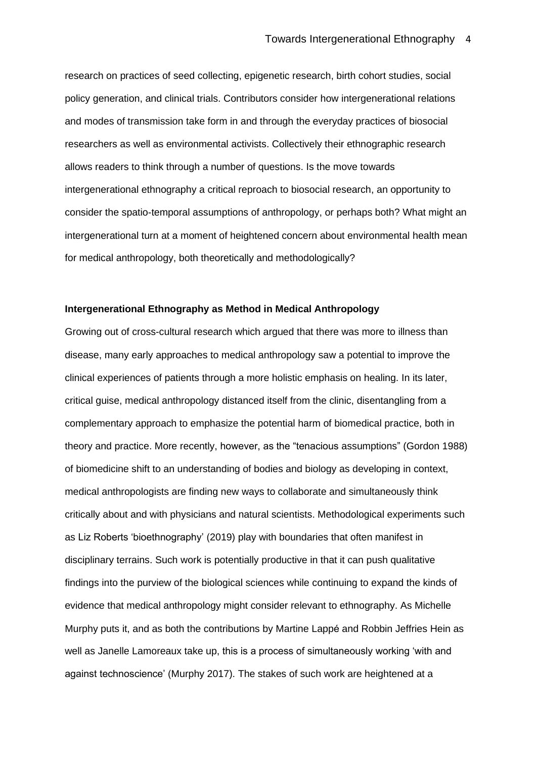research on practices of seed collecting, epigenetic research, birth cohort studies, social policy generation, and clinical trials. Contributors consider how intergenerational relations and modes of transmission take form in and through the everyday practices of biosocial researchers as well as environmental activists. Collectively their ethnographic research allows readers to think through a number of questions. Is the move towards intergenerational ethnography a critical reproach to biosocial research, an opportunity to consider the spatio-temporal assumptions of anthropology, or perhaps both? What might an intergenerational turn at a moment of heightened concern about environmental health mean for medical anthropology, both theoretically and methodologically?

**Intergenerational Ethnography as Method in Medical Anthropology**

Growing out of cross-cultural research which argued that there was more to illness than disease, many early approaches to medical anthropology saw a potential to improve the clinical experiences of patients through a more holistic emphasis on healing. In its later, critical guise, medical anthropology distanced itself from the clinic, disentangling from a complementary approach to emphasize the potential harm of biomedical practice, both in theory and practice. More recently, however, as the "tenacious assumptions" (Gordon 1988) of biomedicine shift to an understanding of bodies and biology as developing in context, medical anthropologists are finding new ways to collaborate and simultaneously think critically about and with physicians and natural scientists. Methodological experiments such as Liz Roberts 'bioethnography' (2019) play with boundaries that often manifest in disciplinary terrains. Such work is potentially productive in that it can push qualitative findings into the purview of the biological sciences while continuing to expand the kinds of evidence that medical anthropology might consider relevant to ethnography. As Michelle Murphy puts it, and as both the contributions by Martine Lappé and Robbin Jeffries Hein as well as Janelle Lamoreaux take up, this is a process of simultaneously working 'with and against technoscience' (Murphy 2017). The stakes of such work are heightened at a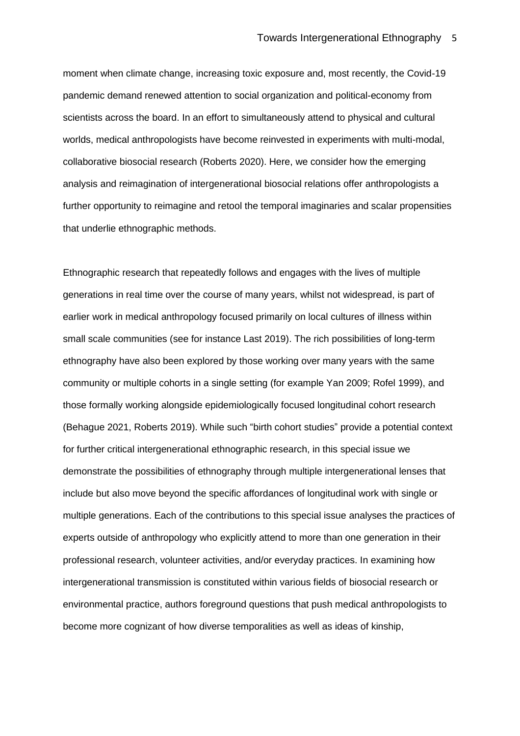moment when climate change, increasing toxic exposure and, most recently, the Covid-19 pandemic demand renewed attention to social organization and political-economy from scientists across the board. In an effort to simultaneously attend to physical and cultural worlds, medical anthropologists have become reinvested in experiments with multi-modal, collaborative biosocial research (Roberts 2020). Here, we consider how the emerging analysis and reimagination of intergenerational biosocial relations offer anthropologists a further opportunity to reimagine and retool the temporal imaginaries and scalar propensities that underlie ethnographic methods.

Ethnographic research that repeatedly follows and engages with the lives of multiple generations in real time over the course of many years, whilst not widespread, is part of earlier work in medical anthropology focused primarily on local cultures of illness within small scale communities (see for instance Last 2019). The rich possibilities of long-term ethnography have also been explored by those working over many years with the same community or multiple cohorts in a single setting (for example Yan 2009; Rofel 1999), and those formally working alongside epidemiologically focused longitudinal cohort research (Behague 2021, Roberts 2019). While such "birth cohort studies" provide a potential context for further critical intergenerational ethnographic research, in this special issue we demonstrate the possibilities of ethnography through multiple intergenerational lenses that include but also move beyond the specific affordances of longitudinal work with single or multiple generations. Each of the contributions to this special issue analyses the practices of experts outside of anthropology who explicitly attend to more than one generation in their professional research, volunteer activities, and/or everyday practices. In examining how intergenerational transmission is constituted within various fields of biosocial research or environmental practice, authors foreground questions that push medical anthropologists to become more cognizant of how diverse temporalities as well as ideas of kinship,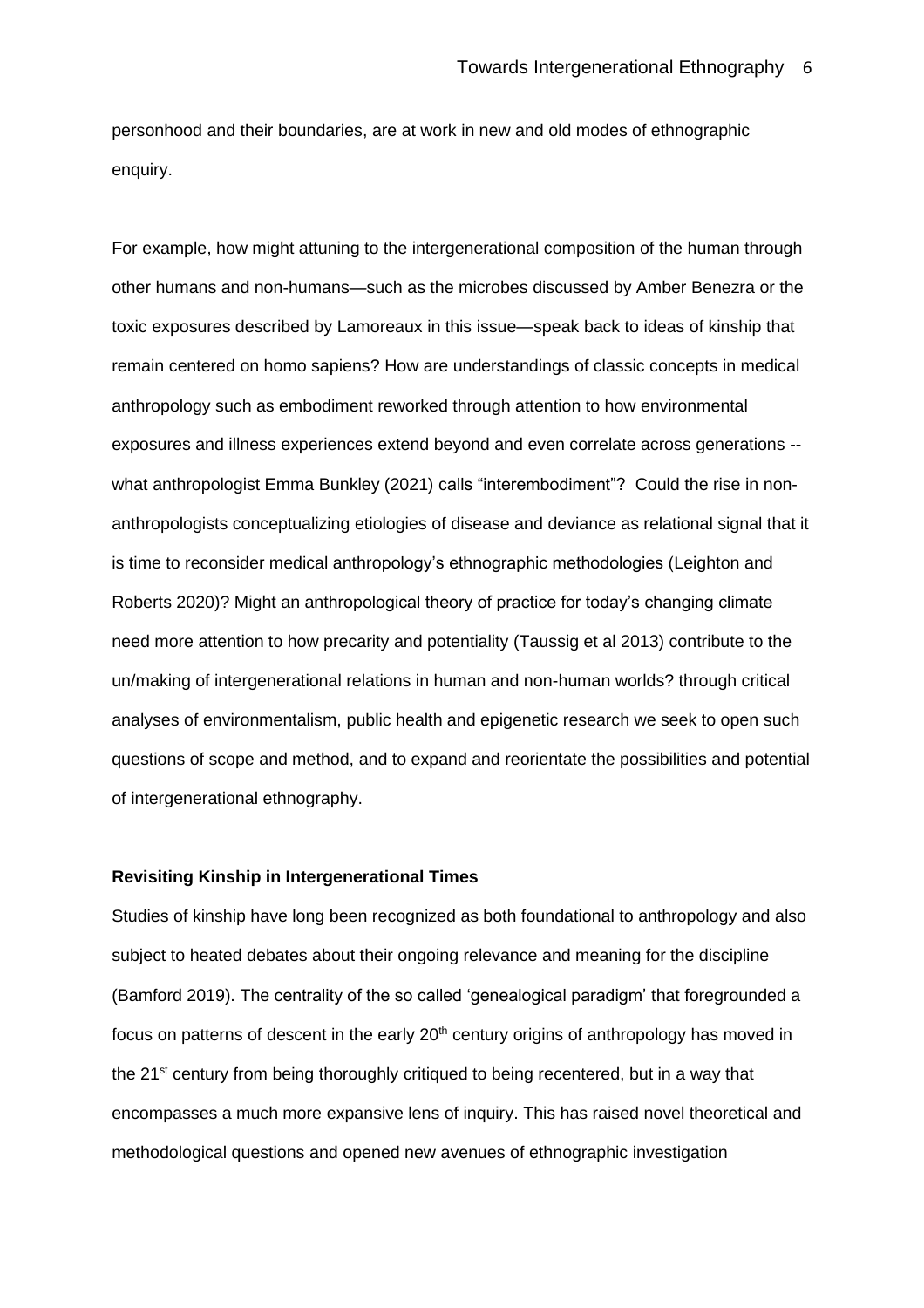personhood and their boundaries, are at work in new and old modes of ethnographic enquiry.

For example, how might attuning to the intergenerational composition of the human through other humans and non-humans—such as the microbes discussed by Amber Benezra or the toxic exposures described by Lamoreaux in this issue—speak back to ideas of kinship that remain centered on homo sapiens? How are understandings of classic concepts in medical anthropology such as embodiment reworked through attention to how environmental exposures and illness experiences extend beyond and even correlate across generations -- what anthropologist Emma Bunkley (2021) calls "interembodiment"? Could the rise in non-anthropologists conceptualizing etiologies of disease and deviance as relational signal that it is time to reconsider medical anthropology's ethnographic methodologies (Leighton and Roberts 2020)? Might an anthropological theory of practice for today's changing climate need more attention to how precarity and potentiality (Taussig et al 2013) contribute to the un/making of intergenerational relations in human and non-human worlds? through critical analyses of environmentalism, public health and epigenetic research we seek to open such questions of scope and method, and to expand and reorientate the possibilities and potential of intergenerational ethnography.

**Revisiting Kinship in Intergenerational Times**

Studies of kinship have long been recognized as both foundational to anthropology and also subject to heated debates about their ongoing relevance and meaning for the discipline (Bamford 2019). The centrality of the so called 'genealogical paradigm' that foregrounded a focus on patterns of descent in the early 20th century origins of anthropology has moved in the 21st century from being thoroughly critiqued to being recentered, but in a way that encompasses a much more expansive lens of inquiry. This has raised novel theoretical and methodological questions and opened new avenues of ethnographic investigation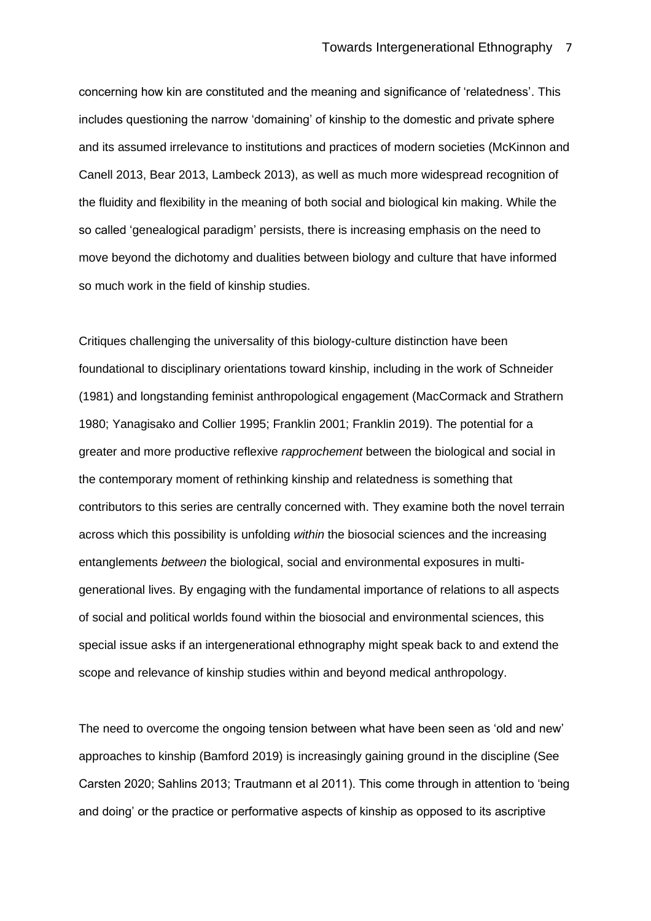concerning how kin are constituted and the meaning and significance of 'relatedness'. This includes questioning the narrow 'domaining' of kinship to the domestic and private sphere and its assumed irrelevance to institutions and practices of modern societies (McKinnon and Canell 2013, Bear 2013, Lambeck 2013), as well as much more widespread recognition of the fluidity and flexibility in the meaning of both social and biological kin making. While the so called 'genealogical paradigm' persists, there is increasing emphasis on the need to move beyond the dichotomy and dualities between biology and culture that have informed so much work in the field of kinship studies.

Critiques challenging the universality of this biology-culture distinction have been foundational to disciplinary orientations toward kinship, including in the work of Schneider (1981) and longstanding feminist anthropological engagement (MacCormack and Strathern 1980; Yanagisako and Collier 1995; Franklin 2001; Franklin 2019). The potential for a greater and more productive reflexive *rapprochement* between the biological and social in the contemporary moment of rethinking kinship and relatedness is something that contributors to this series are centrally concerned with. They examine both the novel terrain across which this possibility is unfolding *within* the biosocial sciences and the increasing entanglements *between* the biological, social and environmental exposures in multi-generational lives. By engaging with the fundamental importance of relations to all aspects of social and political worlds found within the biosocial and environmental sciences, this special issue asks if an intergenerational ethnography might speak back to and extend the scope and relevance of kinship studies within and beyond medical anthropology.

The need to overcome the ongoing tension between what have been seen as 'old and new' approaches to kinship (Bamford 2019) is increasingly gaining ground in the discipline (See Carsten 2020; Sahlins 2013; Trautmann et al 2011). This come through in attention to 'being and doing' or the practice or performative aspects of kinship as opposed to its ascriptive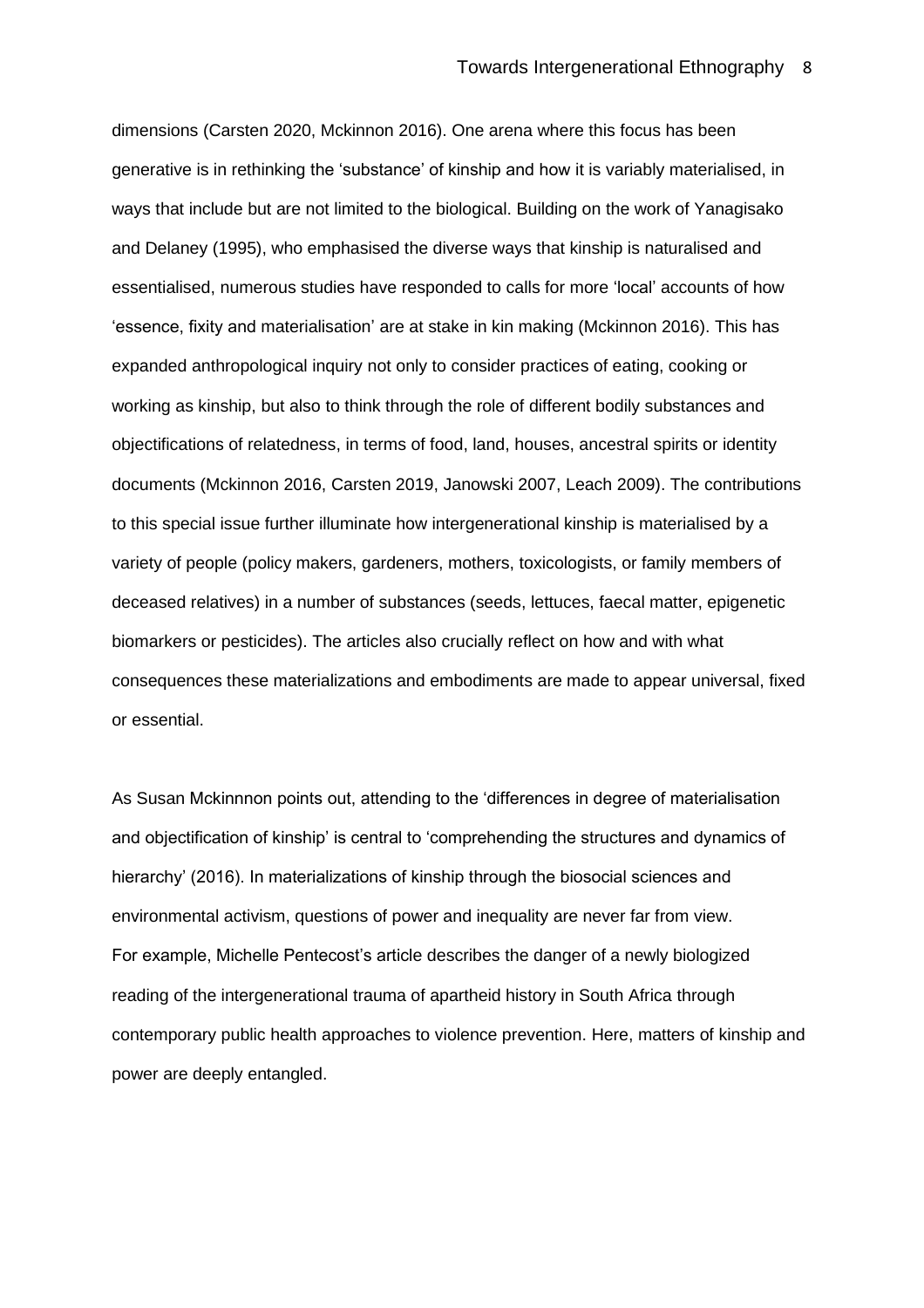dimensions (Carsten 2020, Mckinnon 2016). One arena where this focus has been generative is in rethinking the 'substance' of kinship and how it is variably materialised, in ways that include but are not limited to the biological. Building on the work of Yanagisako and Delaney (1995), who emphasised the diverse ways that kinship is naturalised and essentialised, numerous studies have responded to calls for more 'local' accounts of how 'essence, fixity and materialisation' are at stake in kin making (Mckinnon 2016). This has expanded anthropological inquiry not only to consider practices of eating, cooking or working as kinship, but also to think through the role of different bodily substances and objectifications of relatedness, in terms of food, land, houses, ancestral spirits or identity documents (Mckinnon 2016, Carsten 2019, Janowski 2007, Leach 2009). The contributions to this special issue further illuminate how intergenerational kinship is materialised by a variety of people (policy makers, gardeners, mothers, toxicologists, or family members of deceased relatives) in a number of substances (seeds, lettuces, faecal matter, epigenetic biomarkers or pesticides). The articles also crucially reflect on how and with what consequences these materializations and embodiments are made to appear universal, fixed or essential.

As Susan Mckinnnon points out, attending to the 'differences in degree of materialisation and objectification of kinship' is central to 'comprehending the structures and dynamics of hierarchy' (2016). In materializations of kinship through the biosocial sciences and environmental activism, questions of power and inequality are never far from view. For example, Michelle Pentecost's article describes the danger of a newly biologized reading of the intergenerational trauma of apartheid history in South Africa through contemporary public health approaches to violence prevention. Here, matters of kinship and power are deeply entangled.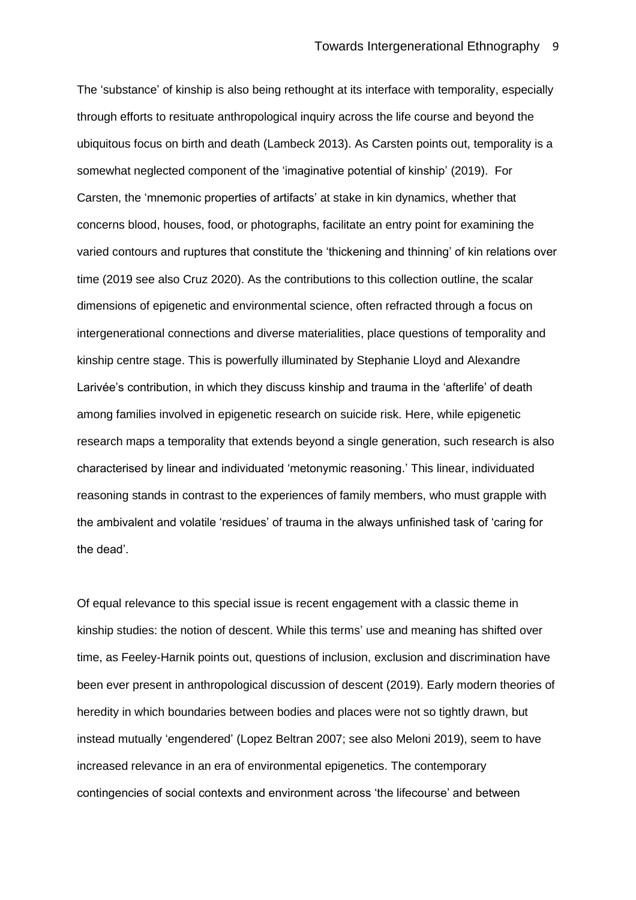The 'substance' of kinship is also being rethought at its interface with temporality, especially through efforts to resituate anthropological inquiry across the life course and beyond the ubiquitous focus on birth and death (Lambeck 2013). As Carsten points out, temporality is a somewhat neglected component of the 'imaginative potential of kinship' (2019). For Carsten, the 'mnemonic properties of artifacts' at stake in kin dynamics, whether that concerns blood, houses, food, or photographs, facilitate an entry point for examining the varied contours and ruptures that constitute the 'thickening and thinning' of kin relations over time (2019 see also Cruz 2020). As the contributions to this collection outline, the scalar dimensions of epigenetic and environmental science, often refracted through a focus on intergenerational connections and diverse materialities, place questions of temporality and kinship centre stage. This is powerfully illuminated by Stephanie Lloyd and Alexandre Larivée's contribution, in which they discuss kinship and trauma in the 'afterlife' of death among families involved in epigenetic research on suicide risk. Here, while epigenetic research maps a temporality that extends beyond a single generation, such research is also characterised by linear and individuated 'metonymic reasoning.' This linear, individuated reasoning stands in contrast to the experiences of family members, who must grapple with the ambivalent and volatile 'residues' of trauma in the always unfinished task of 'caring for the dead'.

Of equal relevance to this special issue is recent engagement with a classic theme in kinship studies: the notion of descent. While this terms' use and meaning has shifted over time, as Feeley-Harnik points out, questions of inclusion, exclusion and discrimination have been ever present in anthropological discussion of descent (2019). Early modern theories of heredity in which boundaries between bodies and places were not so tightly drawn, but instead mutually 'engendered' (Lopez Beltran 2007; see also Meloni 2019), seem to have increased relevance in an era of environmental epigenetics. The contemporary contingencies of social contexts and environment across 'the lifecourse' and between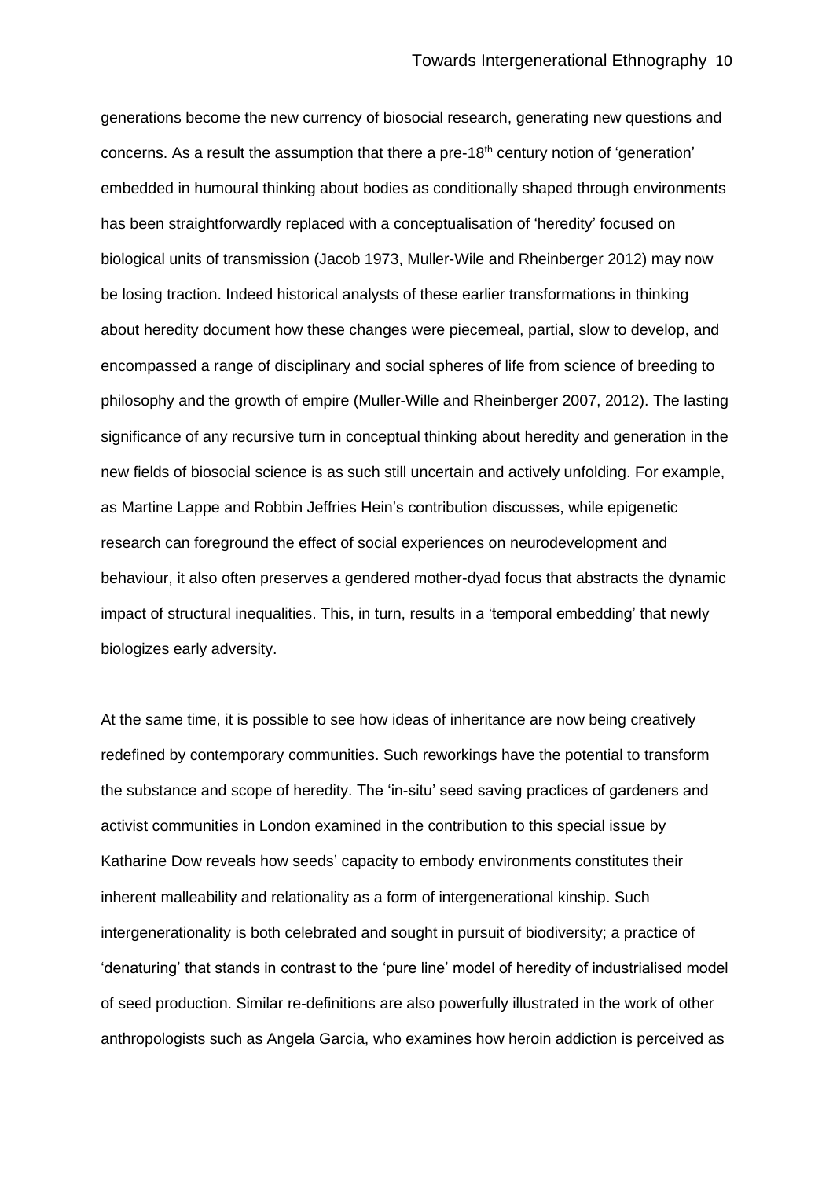generations become the new currency of biosocial research, generating new questions and concerns. As a result the assumption that there a pre-18th century notion of 'generation' embedded in humoural thinking about bodies as conditionally shaped through environments has been straightforwardly replaced with a conceptualisation of 'heredity' focused on biological units of transmission (Jacob 1973, Muller-Wile and Rheinberger 2012) may now be losing traction. Indeed historical analysts of these earlier transformations in thinking about heredity document how these changes were piecemeal, partial, slow to develop, and encompassed a range of disciplinary and social spheres of life from science of breeding to philosophy and the growth of empire (Muller-Wille and Rheinberger 2007, 2012). The lasting significance of any recursive turn in conceptual thinking about heredity and generation in the new fields of biosocial science is as such still uncertain and actively unfolding. For example, as Martine Lappe and Robbin Jeffries Hein's contribution discusses, while epigenetic research can foreground the effect of social experiences on neurodevelopment and behaviour, it also often preserves a gendered mother-dyad focus that abstracts the dynamic impact of structural inequalities. This, in turn, results in a 'temporal embedding' that newly biologizes early adversity.

At the same time, it is possible to see how ideas of inheritance are now being creatively redefined by contemporary communities. Such reworkings have the potential to transform the substance and scope of heredity. The 'in-situ' seed saving practices of gardeners and activist communities in London examined in the contribution to this special issue by Katharine Dow reveals how seeds' capacity to embody environments constitutes their inherent malleability and relationality as a form of intergenerational kinship. Such intergenerationality is both celebrated and sought in pursuit of biodiversity; a practice of 'denaturing' that stands in contrast to the 'pure line' model of heredity of industrialised model of seed production. Similar re-definitions are also powerfully illustrated in the work of other anthropologists such as Angela Garcia, who examines how heroin addiction is perceived as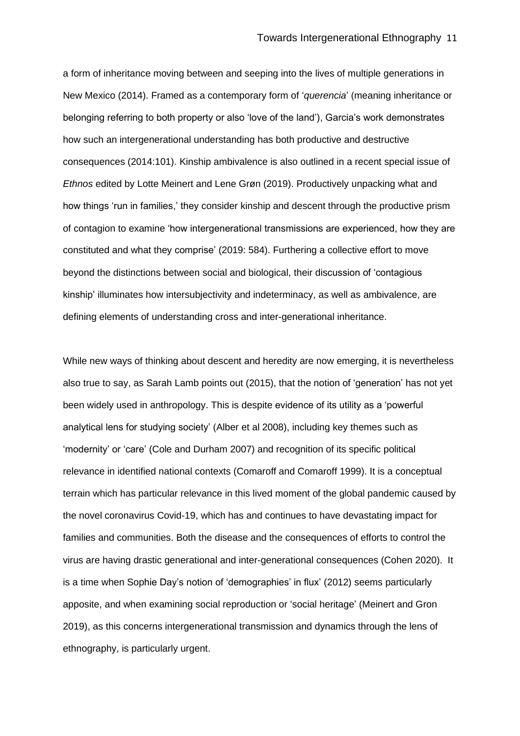a form of inheritance moving between and seeping into the lives of multiple generations in New Mexico (2014). Framed as a contemporary form of '*querencia*' (meaning inheritance or belonging referring to both property or also 'love of the land'), Garcia's work demonstrates how such an intergenerational understanding has both productive and destructive consequences (2014:101). Kinship ambivalence is also outlined in a recent special issue of *Ethnos* edited by Lotte Meinert and Lene Grøn (2019). Productively unpacking what and how things 'run in families,' they consider kinship and descent through the productive prism of contagion to examine 'how intergenerational transmissions are experienced, how they are constituted and what they comprise' (2019: 584). Furthering a collective effort to move beyond the distinctions between social and biological, their discussion of 'contagious kinship' illuminates how intersubjectivity and indeterminacy, as well as ambivalence, are defining elements of understanding cross and inter-generational inheritance.

While new ways of thinking about descent and heredity are now emerging, it is nevertheless also true to say, as Sarah Lamb points out (2015), that the notion of 'generation' has not yet been widely used in anthropology. This is despite evidence of its utility as a 'powerful analytical lens for studying society' (Alber et al 2008), including key themes such as 'modernity' or 'care' (Cole and Durham 2007) and recognition of its specific political relevance in identified national contexts (Comaroff and Comaroff 1999). It is a conceptual terrain which has particular relevance in this lived moment of the global pandemic caused by the novel coronavirus Covid-19, which has and continues to have devastating impact for families and communities. Both the disease and the consequences of efforts to control the virus are having drastic generational and inter-generational consequences (Cohen 2020). It is a time when Sophie Day's notion of 'demographies' in flux' (2012) seems particularly apposite, and when examining social reproduction or 'social heritage' (Meinert and Gron 2019), as this concerns intergenerational transmission and dynamics through the lens of ethnography, is particularly urgent.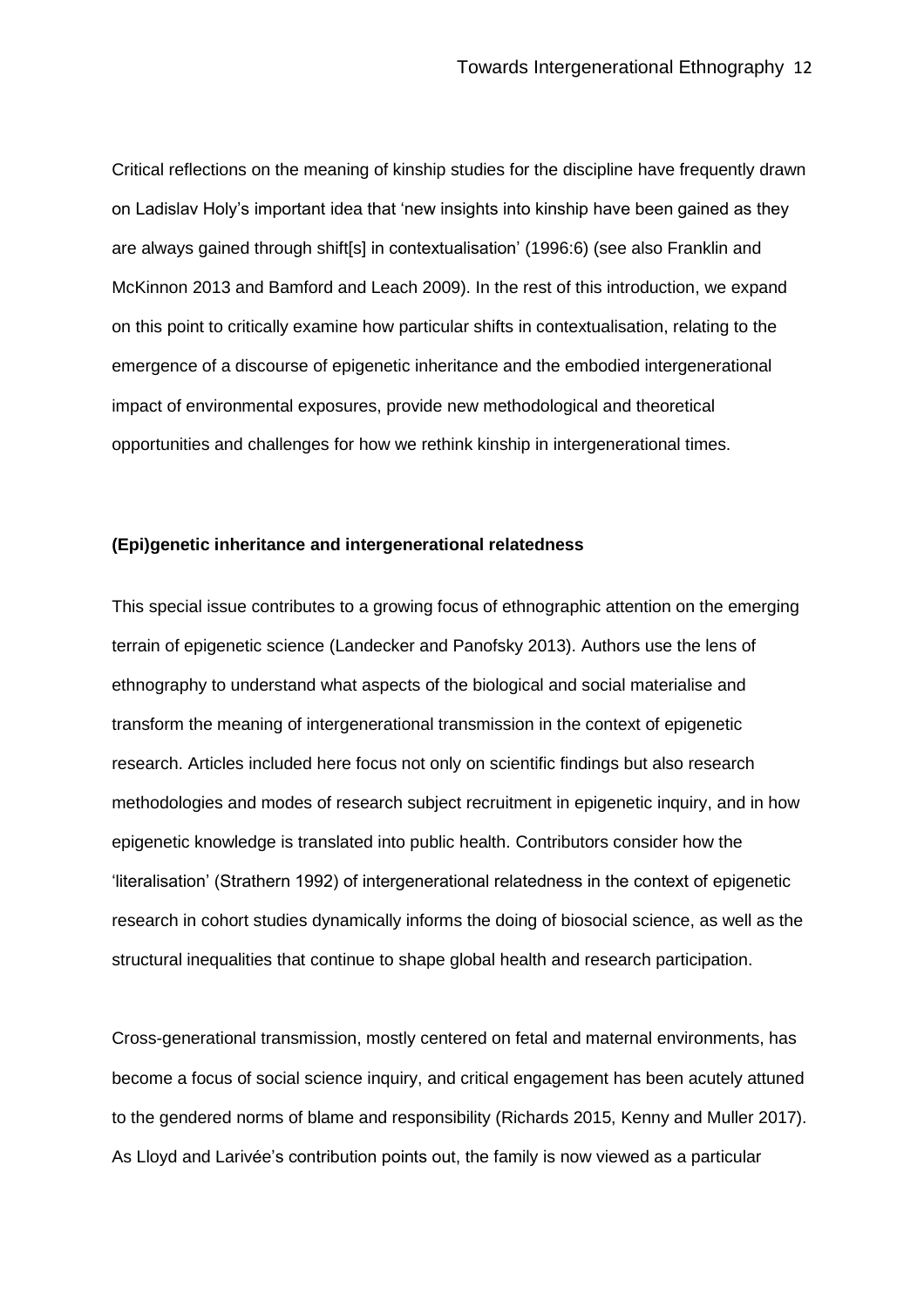Critical reflections on the meaning of kinship studies for the discipline have frequently drawn on Ladislav Holy's important idea that 'new insights into kinship have been gained as they are always gained through shift[s] in contextualisation' (1996:6) (see also Franklin and McKinnon 2013 and Bamford and Leach 2009). In the rest of this introduction, we expand on this point to critically examine how particular shifts in contextualisation, relating to the emergence of a discourse of epigenetic inheritance and the embodied intergenerational impact of environmental exposures, provide new methodological and theoretical opportunities and challenges for how we rethink kinship in intergenerational times.

**(Epi)genetic inheritance and intergenerational relatedness**

This special issue contributes to a growing focus of ethnographic attention on the emerging terrain of epigenetic science (Landecker and Panofsky 2013). Authors use the lens of ethnography to understand what aspects of the biological and social materialise and transform the meaning of intergenerational transmission in the context of epigenetic research. Articles included here focus not only on scientific findings but also research methodologies and modes of research subject recruitment in epigenetic inquiry, and in how epigenetic knowledge is translated into public health. Contributors consider how the 'literalisation' (Strathern 1992) of intergenerational relatedness in the context of epigenetic research in cohort studies dynamically informs the doing of biosocial science, as well as the structural inequalities that continue to shape global health and research participation.

Cross-generational transmission, mostly centered on fetal and maternal environments, has become a focus of social science inquiry, and critical engagement has been acutely attuned to the gendered norms of blame and responsibility (Richards 2015, Kenny and Muller 2017). As Lloyd and Larivée's contribution points out, the family is now viewed as a particular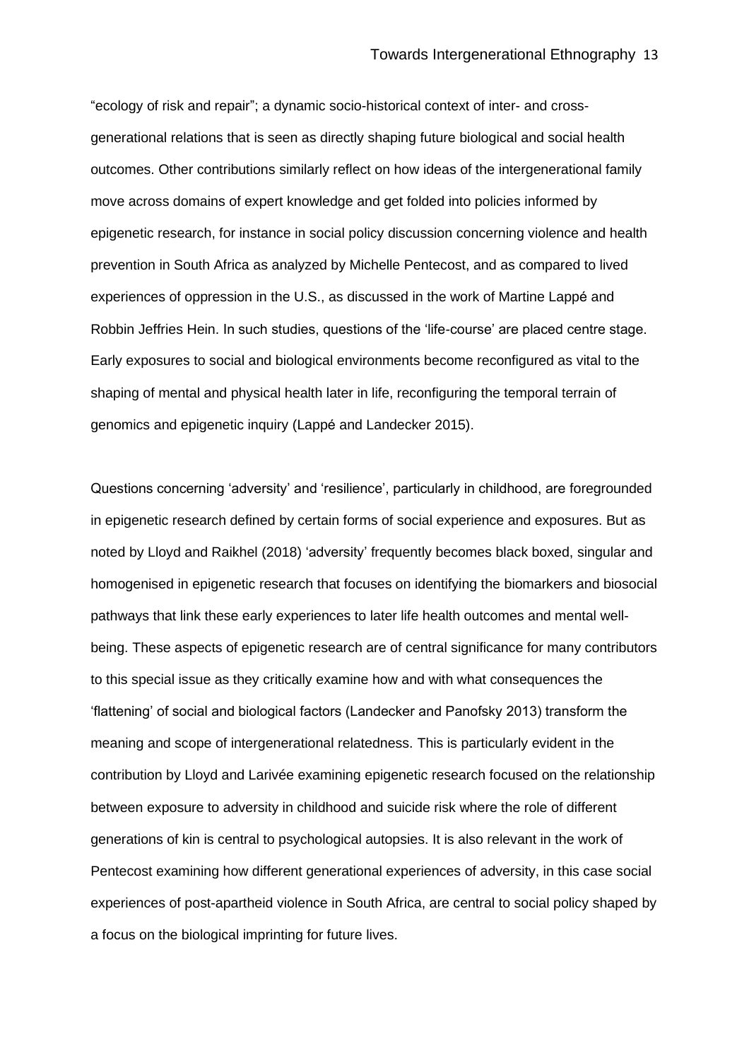"ecology of risk and repair"; a dynamic socio-historical context of inter- and cross-generational relations that is seen as directly shaping future biological and social health outcomes. Other contributions similarly reflect on how ideas of the intergenerational family move across domains of expert knowledge and get folded into policies informed by epigenetic research, for instance in social policy discussion concerning violence and health prevention in South Africa as analyzed by Michelle Pentecost, and as compared to lived experiences of oppression in the U.S., as discussed in the work of Martine Lappé and Robbin Jeffries Hein. In such studies, questions of the 'life-course' are placed centre stage. Early exposures to social and biological environments become reconfigured as vital to the shaping of mental and physical health later in life, reconfiguring the temporal terrain of genomics and epigenetic inquiry (Lappé and Landecker 2015).

Questions concerning 'adversity' and 'resilience', particularly in childhood, are foregrounded in epigenetic research defined by certain forms of social experience and exposures. But as noted by Lloyd and Raikhel (2018) 'adversity' frequently becomes black boxed, singular and homogenised in epigenetic research that focuses on identifying the biomarkers and biosocial pathways that link these early experiences to later life health outcomes and mental well-being. These aspects of epigenetic research are of central significance for many contributors to this special issue as they critically examine how and with what consequences the 'flattening' of social and biological factors (Landecker and Panofsky 2013) transform the meaning and scope of intergenerational relatedness. This is particularly evident in the contribution by Lloyd and Larivée examining epigenetic research focused on the relationship between exposure to adversity in childhood and suicide risk where the role of different generations of kin is central to psychological autopsies. It is also relevant in the work of Pentecost examining how different generational experiences of adversity, in this case social experiences of post-apartheid violence in South Africa, are central to social policy shaped by a focus on the biological imprinting for future lives.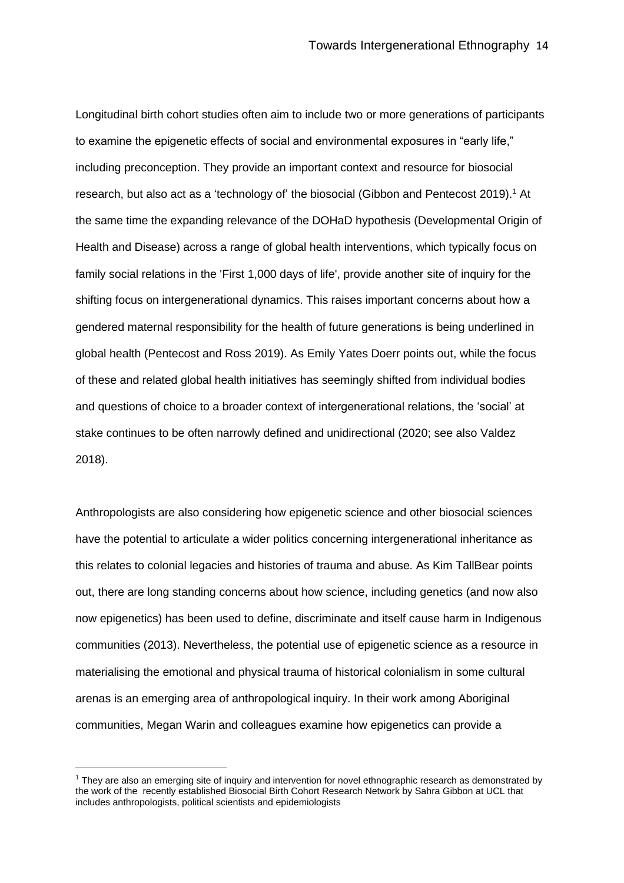Longitudinal birth cohort studies often aim to include two or more generations of participants to examine the epigenetic effects of social and environmental exposures in "early life," including preconception. They provide an important context and resource for biosocial research, but also act as a 'technology of' the biosocial (Gibbon and Pentecost 2019).[1] At the same time the expanding relevance of the DOHaD hypothesis (Developmental Origin of Health and Disease) across a range of global health interventions, which typically focus on family social relations in the 'First 1,000 days of life', provide another site of inquiry for the shifting focus on intergenerational dynamics. This raises important concerns about how a gendered maternal responsibility for the health of future generations is being underlined in global health (Pentecost and Ross 2019). As Emily Yates Doerr points out, while the focus of these and related global health initiatives has seemingly shifted from individual bodies and questions of choice to a broader context of intergenerational relations, the 'social' at stake continues to be often narrowly defined and unidirectional (2020; see also Valdez 2018).

Anthropologists are also considering how epigenetic science and other biosocial sciences have the potential to articulate a wider politics concerning intergenerational inheritance as this relates to colonial legacies and histories of trauma and abuse. As Kim TallBear points out, there are long standing concerns about how science, including genetics (and now also now epigenetics) has been used to define, discriminate and itself cause harm in Indigenous communities (2013). Nevertheless, the potential use of epigenetic science as a resource in materialising the emotional and physical trauma of historical colonialism in some cultural arenas is an emerging area of anthropological inquiry. In their work among Aboriginal communities, Megan Warin and colleagues examine how epigenetics can provide a

[1] They are also an emerging site of inquiry and intervention for novel ethnographic research as demonstrated by the work of the recently established Biosocial Birth Cohort Research Network by Sahra Gibbon at UCL that includes anthropologists, political scientists and epidemiologists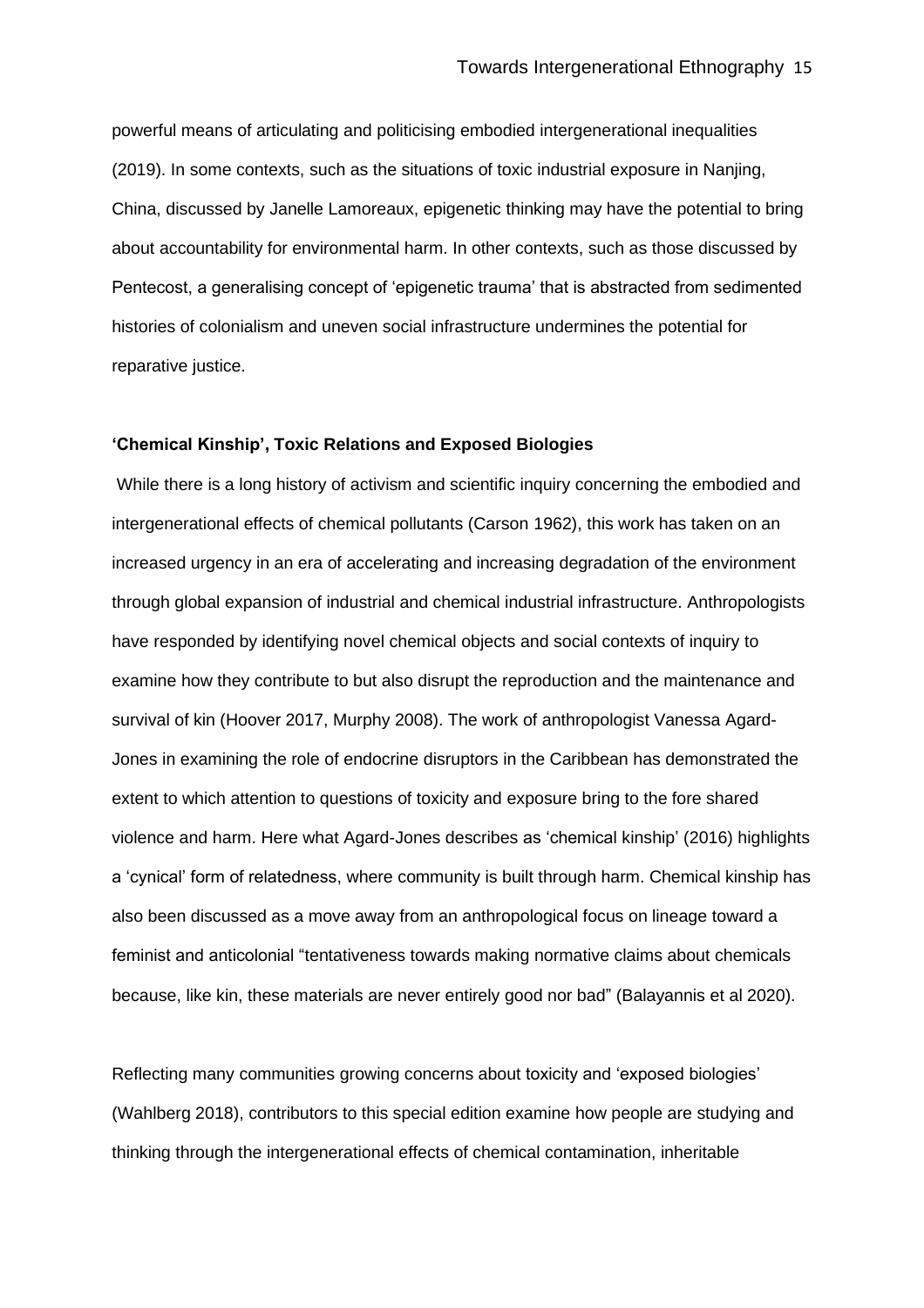powerful means of articulating and politicising embodied intergenerational inequalities (2019). In some contexts, such as the situations of toxic industrial exposure in Nanjing, China, discussed by Janelle Lamoreaux, epigenetic thinking may have the potential to bring about accountability for environmental harm. In other contexts, such as those discussed by Pentecost, a generalising concept of 'epigenetic trauma' that is abstracted from sedimented histories of colonialism and uneven social infrastructure undermines the potential for reparative justice.

**'Chemical Kinship', Toxic Relations and Exposed Biologies**

While there is a long history of activism and scientific inquiry concerning the embodied and intergenerational effects of chemical pollutants (Carson 1962), this work has taken on an increased urgency in an era of accelerating and increasing degradation of the environment through global expansion of industrial and chemical industrial infrastructure. Anthropologists have responded by identifying novel chemical objects and social contexts of inquiry to examine how they contribute to but also disrupt the reproduction and the maintenance and survival of kin (Hoover 2017, Murphy 2008). The work of anthropologist Vanessa Agard-Jones in examining the role of endocrine disruptors in the Caribbean has demonstrated the extent to which attention to questions of toxicity and exposure bring to the fore shared violence and harm. Here what Agard-Jones describes as 'chemical kinship' (2016) highlights a 'cynical' form of relatedness, where community is built through harm. Chemical kinship has also been discussed as a move away from an anthropological focus on lineage toward a feminist and anticolonial "tentativeness towards making normative claims about chemicals because, like kin, these materials are never entirely good nor bad" (Balayannis et al 2020).

Reflecting many communities growing concerns about toxicity and 'exposed biologies' (Wahlberg 2018), contributors to this special edition examine how people are studying and thinking through the intergenerational effects of chemical contamination, inheritable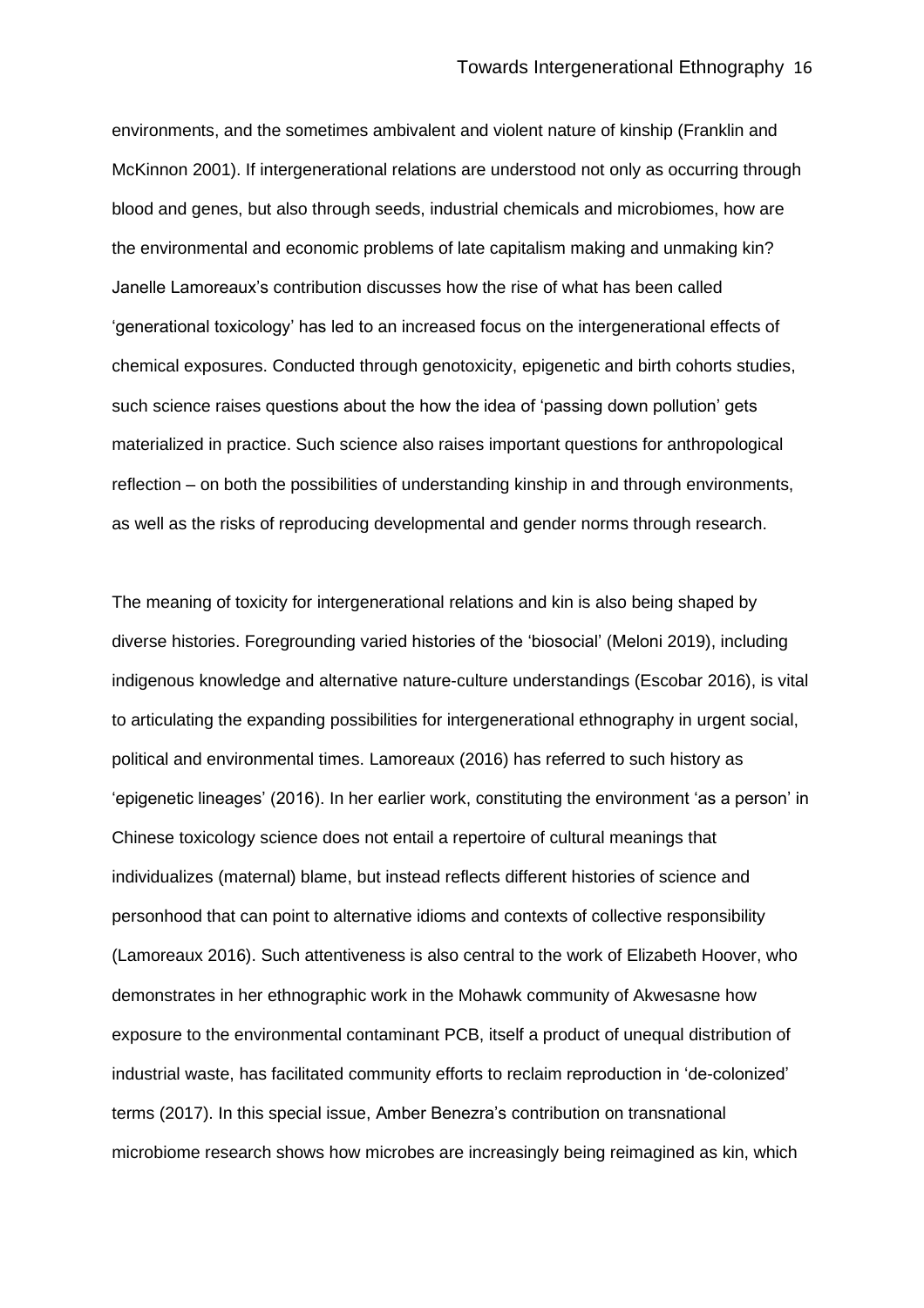environments, and the sometimes ambivalent and violent nature of kinship (Franklin and McKinnon 2001). If intergenerational relations are understood not only as occurring through blood and genes, but also through seeds, industrial chemicals and microbiomes, how are the environmental and economic problems of late capitalism making and unmaking kin? Janelle Lamoreaux's contribution discusses how the rise of what has been called 'generational toxicology' has led to an increased focus on the intergenerational effects of chemical exposures. Conducted through genotoxicity, epigenetic and birth cohorts studies, such science raises questions about the how the idea of 'passing down pollution' gets materialized in practice. Such science also raises important questions for anthropological reflection – on both the possibilities of understanding kinship in and through environments, as well as the risks of reproducing developmental and gender norms through research.

The meaning of toxicity for intergenerational relations and kin is also being shaped by diverse histories. Foregrounding varied histories of the 'biosocial' (Meloni 2019), including indigenous knowledge and alternative nature-culture understandings (Escobar 2016), is vital to articulating the expanding possibilities for intergenerational ethnography in urgent social, political and environmental times. Lamoreaux (2016) has referred to such history as 'epigenetic lineages' (2016). In her earlier work, constituting the environment 'as a person' in Chinese toxicology science does not entail a repertoire of cultural meanings that individualizes (maternal) blame, but instead reflects different histories of science and personhood that can point to alternative idioms and contexts of collective responsibility (Lamoreaux 2016). Such attentiveness is also central to the work of Elizabeth Hoover, who demonstrates in her ethnographic work in the Mohawk community of Akwesasne how exposure to the environmental contaminant PCB, itself a product of unequal distribution of industrial waste, has facilitated community efforts to reclaim reproduction in 'de-colonized' terms (2017). In this special issue, Amber Benezra's contribution on transnational microbiome research shows how microbes are increasingly being reimagined as kin, which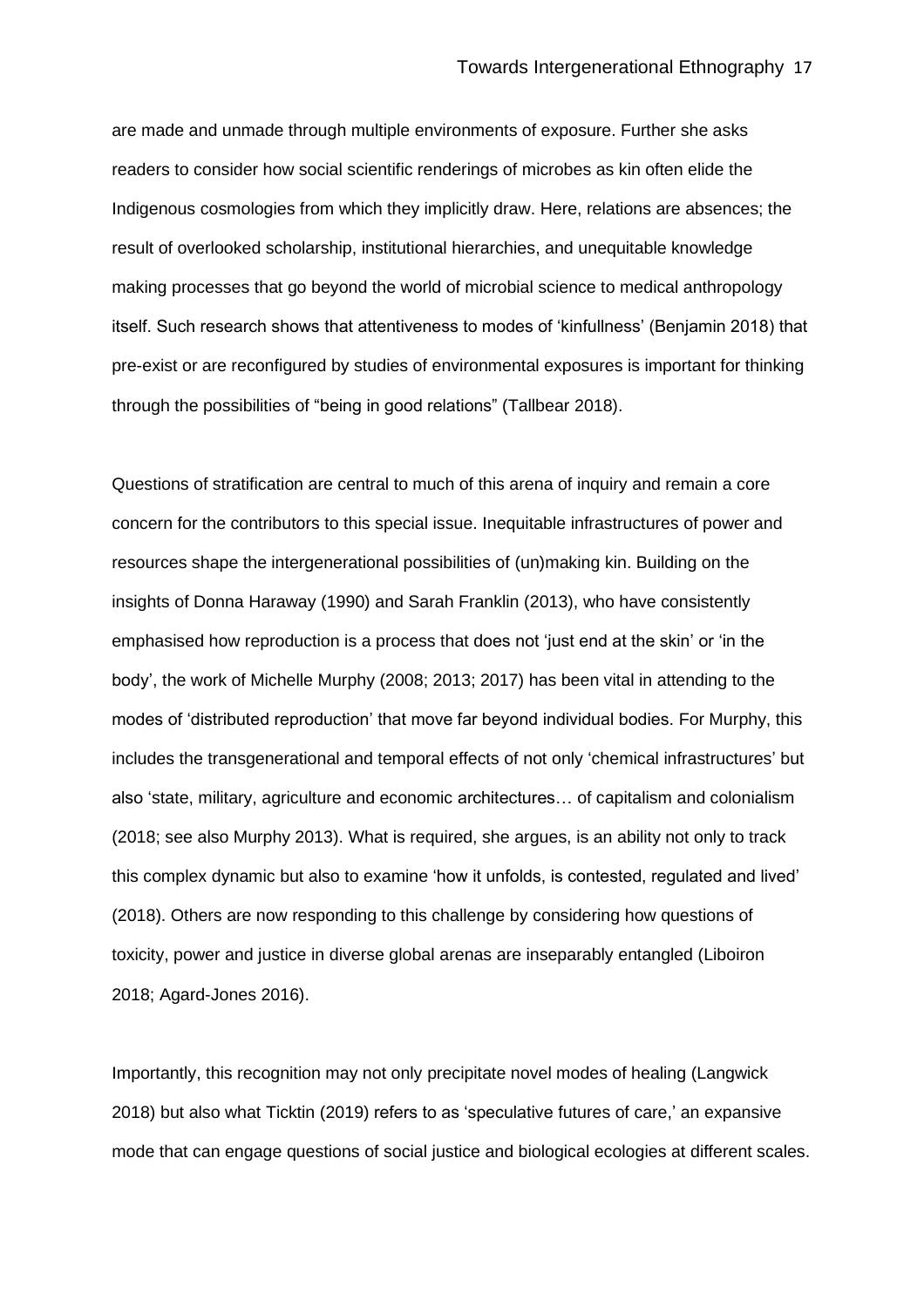are made and unmade through multiple environments of exposure. Further she asks readers to consider how social scientific renderings of microbes as kin often elide the Indigenous cosmologies from which they implicitly draw. Here, relations are absences; the result of overlooked scholarship, institutional hierarchies, and unequitable knowledge making processes that go beyond the world of microbial science to medical anthropology itself. Such research shows that attentiveness to modes of 'kinfullness' (Benjamin 2018) that pre-exist or are reconfigured by studies of environmental exposures is important for thinking through the possibilities of "being in good relations" (Tallbear 2018).

Questions of stratification are central to much of this arena of inquiry and remain a core concern for the contributors to this special issue. Inequitable infrastructures of power and resources shape the intergenerational possibilities of (un)making kin. Building on the insights of Donna Haraway (1990) and Sarah Franklin (2013), who have consistently emphasised how reproduction is a process that does not 'just end at the skin' or 'in the body', the work of Michelle Murphy (2008; 2013; 2017) has been vital in attending to the modes of 'distributed reproduction' that move far beyond individual bodies. For Murphy, this includes the transgenerational and temporal effects of not only 'chemical infrastructures' but also 'state, military, agriculture and economic architectures… of capitalism and colonialism (2018; see also Murphy 2013). What is required, she argues, is an ability not only to track this complex dynamic but also to examine 'how it unfolds, is contested, regulated and lived' (2018). Others are now responding to this challenge by considering how questions of toxicity, power and justice in diverse global arenas are inseparably entangled (Liboiron 2018; Agard-Jones 2016).

Importantly, this recognition may not only precipitate novel modes of healing (Langwick 2018) but also what Ticktin (2019) refers to as 'speculative futures of care,' an expansive mode that can engage questions of social justice and biological ecologies at different scales.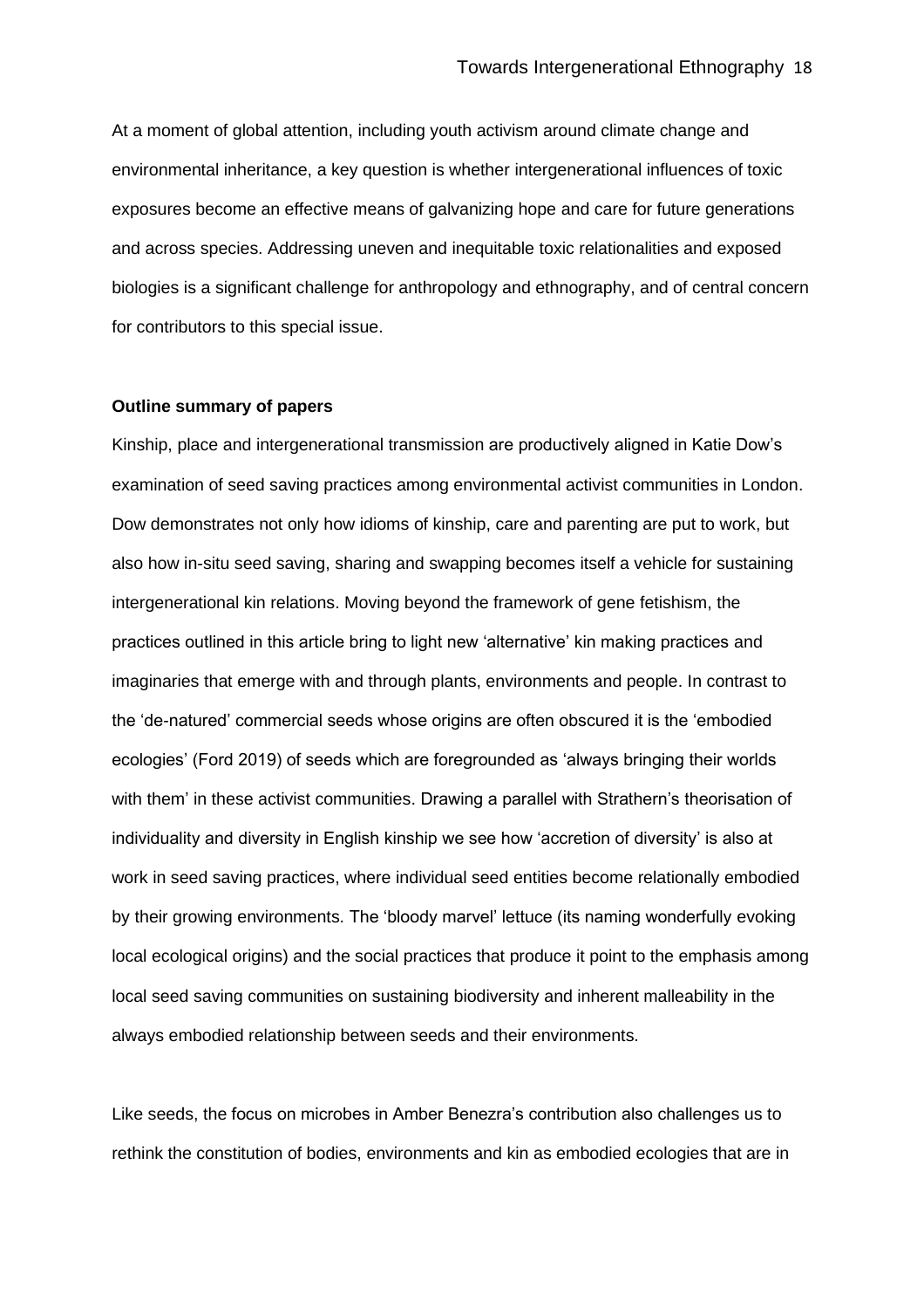At a moment of global attention, including youth activism around climate change and environmental inheritance, a key question is whether intergenerational influences of toxic exposures become an effective means of galvanizing hope and care for future generations and across species. Addressing uneven and inequitable toxic relationalities and exposed biologies is a significant challenge for anthropology and ethnography, and of central concern for contributors to this special issue.

**Outline summary of papers**

Kinship, place and intergenerational transmission are productively aligned in Katie Dow's examination of seed saving practices among environmental activist communities in London. Dow demonstrates not only how idioms of kinship, care and parenting are put to work, but also how in-situ seed saving, sharing and swapping becomes itself a vehicle for sustaining intergenerational kin relations. Moving beyond the framework of gene fetishism, the practices outlined in this article bring to light new 'alternative' kin making practices and imaginaries that emerge with and through plants, environments and people. In contrast to the 'de-natured' commercial seeds whose origins are often obscured it is the 'embodied ecologies' (Ford 2019) of seeds which are foregrounded as 'always bringing their worlds with them' in these activist communities. Drawing a parallel with Strathern's theorisation of individuality and diversity in English kinship we see how 'accretion of diversity' is also at work in seed saving practices, where individual seed entities become relationally embodied by their growing environments. The 'bloody marvel' lettuce (its naming wonderfully evoking local ecological origins) and the social practices that produce it point to the emphasis among local seed saving communities on sustaining biodiversity and inherent malleability in the always embodied relationship between seeds and their environments.

Like seeds, the focus on microbes in Amber Benezra's contribution also challenges us to rethink the constitution of bodies, environments and kin as embodied ecologies that are in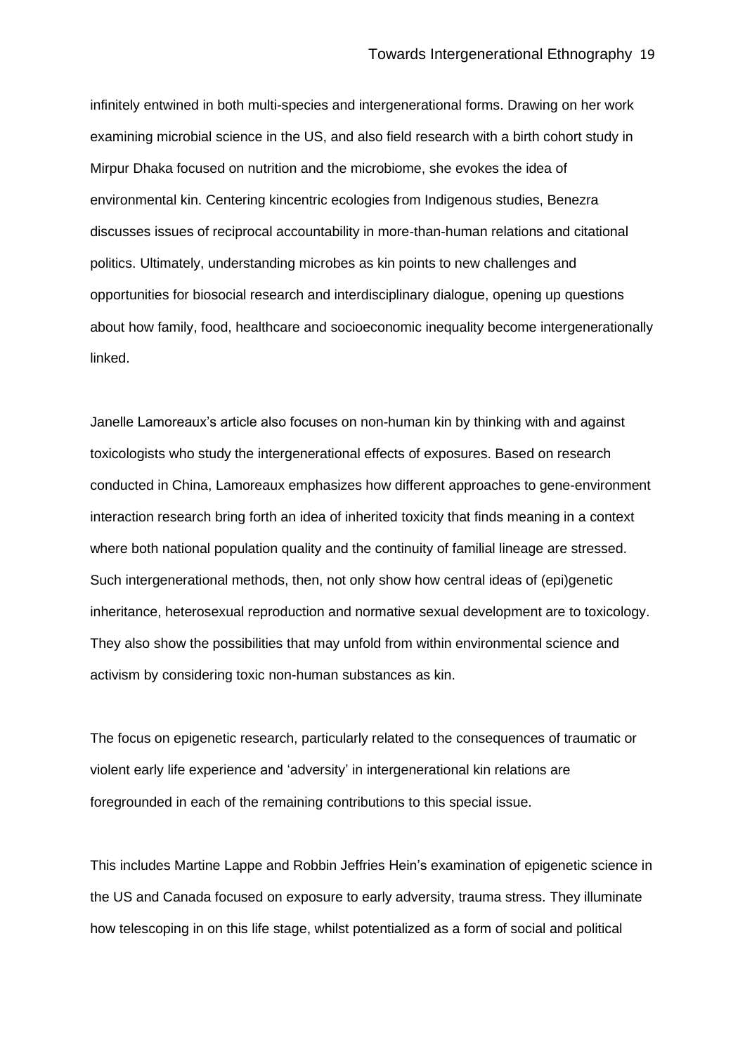infinitely entwined in both multi-species and intergenerational forms. Drawing on her work examining microbial science in the US, and also field research with a birth cohort study in Mirpur Dhaka focused on nutrition and the microbiome, she evokes the idea of environmental kin. Centering kincentric ecologies from Indigenous studies, Benezra discusses issues of reciprocal accountability in more-than-human relations and citational politics. Ultimately, understanding microbes as kin points to new challenges and opportunities for biosocial research and interdisciplinary dialogue, opening up questions about how family, food, healthcare and socioeconomic inequality become intergenerationally linked.

Janelle Lamoreaux's article also focuses on non-human kin by thinking with and against toxicologists who study the intergenerational effects of exposures. Based on research conducted in China, Lamoreaux emphasizes how different approaches to gene-environment interaction research bring forth an idea of inherited toxicity that finds meaning in a context where both national population quality and the continuity of familial lineage are stressed. Such intergenerational methods, then, not only show how central ideas of (epi)genetic inheritance, heterosexual reproduction and normative sexual development are to toxicology. They also show the possibilities that may unfold from within environmental science and activism by considering toxic non-human substances as kin.

The focus on epigenetic research, particularly related to the consequences of traumatic or violent early life experience and 'adversity' in intergenerational kin relations are foregrounded in each of the remaining contributions to this special issue.

This includes Martine Lappe and Robbin Jeffries Hein's examination of epigenetic science in the US and Canada focused on exposure to early adversity, trauma stress. They illuminate how telescoping in on this life stage, whilst potentialized as a form of social and political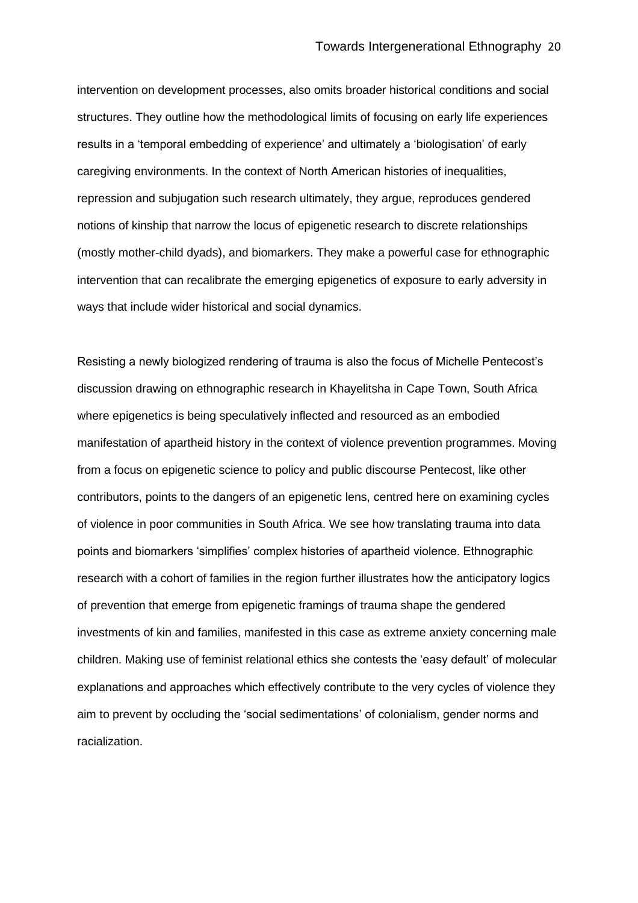intervention on development processes, also omits broader historical conditions and social structures. They outline how the methodological limits of focusing on early life experiences results in a 'temporal embedding of experience' and ultimately a 'biologisation' of early caregiving environments. In the context of North American histories of inequalities, repression and subjugation such research ultimately, they argue, reproduces gendered notions of kinship that narrow the locus of epigenetic research to discrete relationships (mostly mother-child dyads), and biomarkers. They make a powerful case for ethnographic intervention that can recalibrate the emerging epigenetics of exposure to early adversity in ways that include wider historical and social dynamics.

Resisting a newly biologized rendering of trauma is also the focus of Michelle Pentecost's discussion drawing on ethnographic research in Khayelitsha in Cape Town, South Africa where epigenetics is being speculatively inflected and resourced as an embodied manifestation of apartheid history in the context of violence prevention programmes. Moving from a focus on epigenetic science to policy and public discourse Pentecost, like other contributors, points to the dangers of an epigenetic lens, centred here on examining cycles of violence in poor communities in South Africa. We see how translating trauma into data points and biomarkers 'simplifies' complex histories of apartheid violence. Ethnographic research with a cohort of families in the region further illustrates how the anticipatory logics of prevention that emerge from epigenetic framings of trauma shape the gendered investments of kin and families, manifested in this case as extreme anxiety concerning male children. Making use of feminist relational ethics she contests the 'easy default' of molecular explanations and approaches which effectively contribute to the very cycles of violence they aim to prevent by occluding the 'social sedimentations' of colonialism, gender norms and racialization.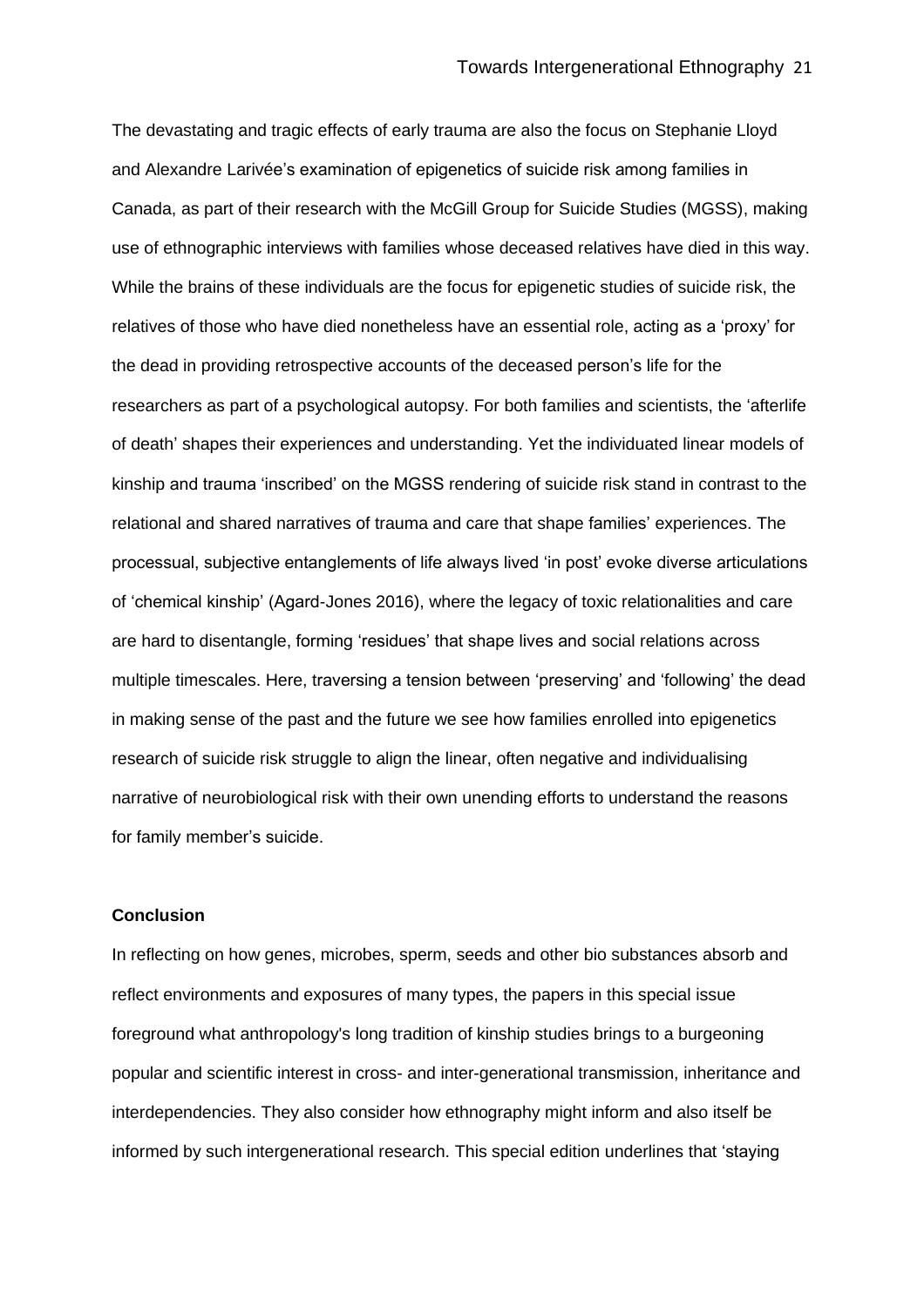The devastating and tragic effects of early trauma are also the focus on Stephanie Lloyd and Alexandre Larivée's examination of epigenetics of suicide risk among families in Canada, as part of their research with the McGill Group for Suicide Studies (MGSS), making use of ethnographic interviews with families whose deceased relatives have died in this way. While the brains of these individuals are the focus for epigenetic studies of suicide risk, the relatives of those who have died nonetheless have an essential role, acting as a 'proxy' for the dead in providing retrospective accounts of the deceased person's life for the researchers as part of a psychological autopsy. For both families and scientists, the 'afterlife of death' shapes their experiences and understanding. Yet the individuated linear models of kinship and trauma 'inscribed' on the MGSS rendering of suicide risk stand in contrast to the relational and shared narratives of trauma and care that shape families' experiences. The processual, subjective entanglements of life always lived 'in post' evoke diverse articulations of 'chemical kinship' (Agard-Jones 2016), where the legacy of toxic relationalities and care are hard to disentangle, forming 'residues' that shape lives and social relations across multiple timescales. Here, traversing a tension between 'preserving' and 'following' the dead in making sense of the past and the future we see how families enrolled into epigenetics research of suicide risk struggle to align the linear, often negative and individualising narrative of neurobiological risk with their own unending efforts to understand the reasons for family member's suicide.

**Conclusion**

In reflecting on how genes, microbes, sperm, seeds and other bio substances absorb and reflect environments and exposures of many types, the papers in this special issue foreground what anthropology's long tradition of kinship studies brings to a burgeoning popular and scientific interest in cross- and inter-generational transmission, inheritance and interdependencies. They also consider how ethnography might inform and also itself be informed by such intergenerational research. This special edition underlines that 'staying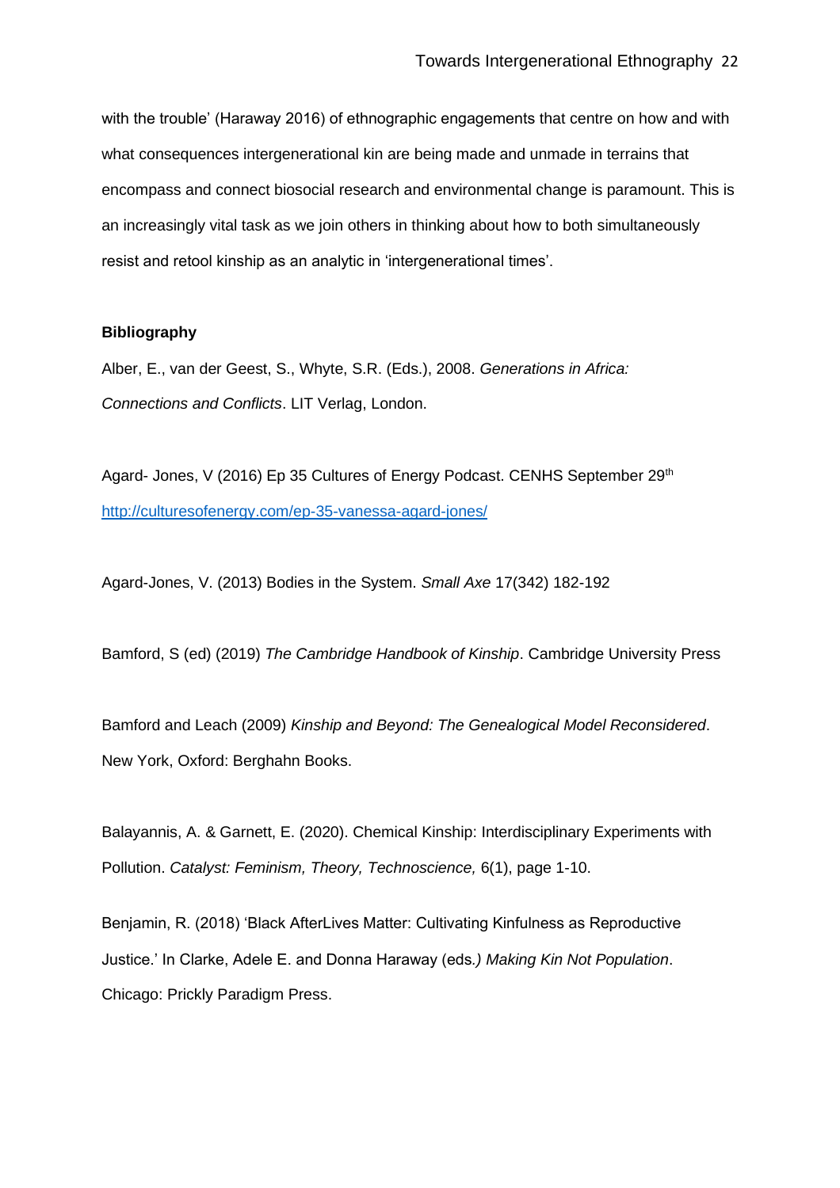with the trouble' (Haraway 2016) of ethnographic engagements that centre on how and with what consequences intergenerational kin are being made and unmade in terrains that encompass and connect biosocial research and environmental change is paramount. This is an increasingly vital task as we join others in thinking about how to both simultaneously resist and retool kinship as an analytic in 'intergenerational times'.

**Bibliography**

Alber, E., van der Geest, S., Whyte, S.R. (Eds.), 2008. *Generations in Africa: Connections and Conflicts*. LIT Verlag, London.

Agard- Jones, V (2016) Ep 35 Cultures of Energy Podcast. CENHS September 29th http://culturesofenergy.com/ep-35-vanessa-agard-jones/

Agard-Jones, V. (2013) Bodies in the System. *Small Axe* 17(342) 182-192

Bamford, S (ed) (2019) *The Cambridge Handbook of Kinship*. Cambridge University Press

Bamford and Leach (2009) *Kinship and Beyond: The Genealogical Model Reconsidered*. New York, Oxford: Berghahn Books.

Balayannis, A. & Garnett, E. (2020). Chemical Kinship: Interdisciplinary Experiments with Pollution. *Catalyst: Feminism, Theory, Technoscience,* 6(1), page 1-10.

Benjamin, R. (2018) 'Black AfterLives Matter: Cultivating Kinfulness as Reproductive Justice.' In Clarke, Adele E. and Donna Haraway (eds*.) Making Kin Not Population*. Chicago: Prickly Paradigm Press.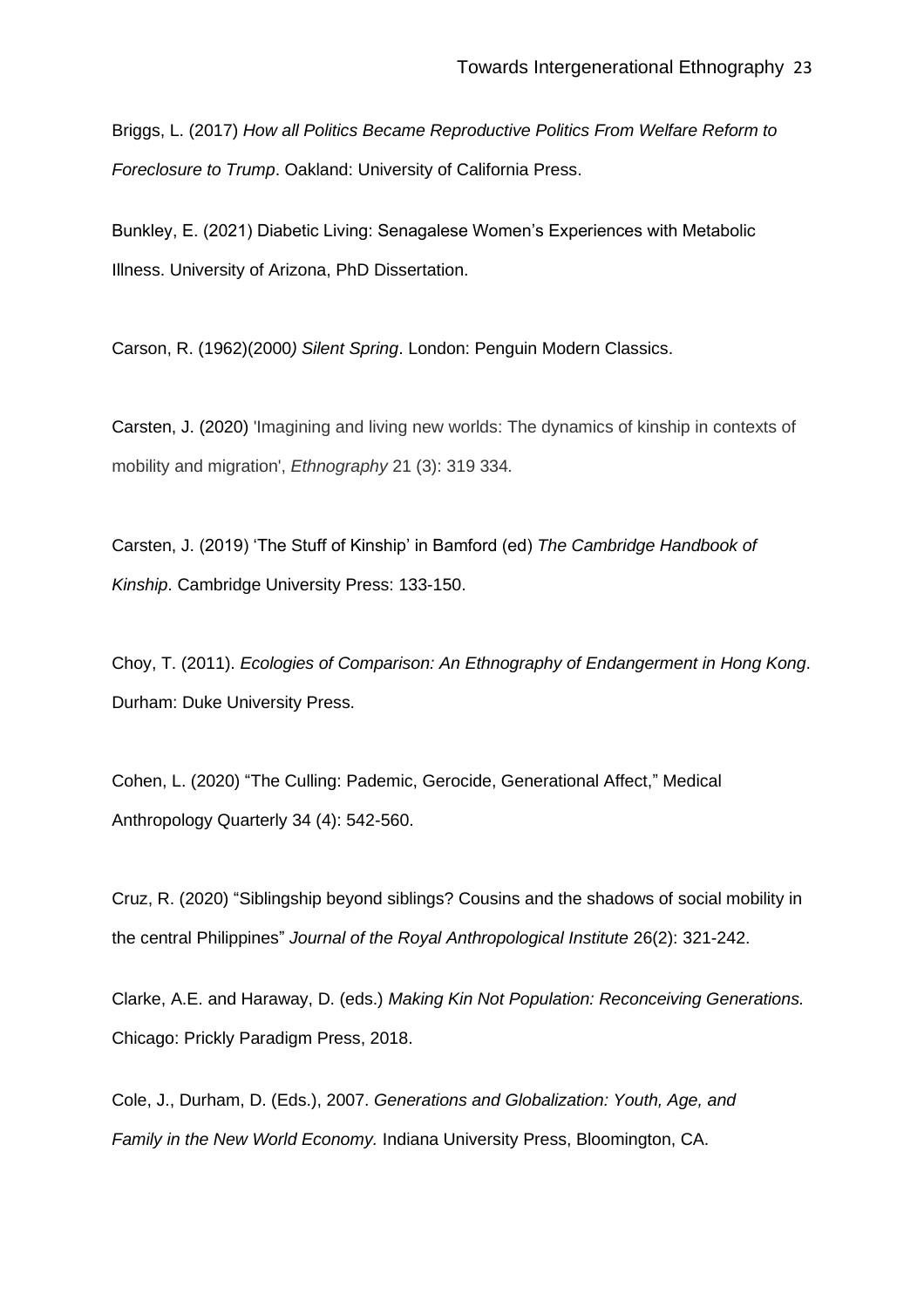Briggs, L. (2017) *How all Politics Became Reproductive Politics From Welfare Reform to Foreclosure to Trump*. Oakland: University of California Press.

Bunkley, E. (2021) Diabetic Living: Senagalese Women's Experiences with Metabolic Illness. University of Arizona, PhD Dissertation.

Carson, R. (1962)(2000*) Silent Spring*. London: Penguin Modern Classics.

Carsten, J. (2020) 'Imagining and living new worlds: The dynamics of kinship in contexts of mobility and migration', *Ethnography* 21 (3): 319 334.

Carsten, J. (2019) 'The Stuff of Kinship' in Bamford (ed) *The Cambridge Handbook of Kinship*. Cambridge University Press: 133-150.

Choy, T. (2011). *Ecologies of Comparison: An Ethnography of Endangerment in Hong Kong*. Durham: Duke University Press.

Cohen, L. (2020) "The Culling: Pademic, Gerocide, Generational Affect," Medical Anthropology Quarterly 34 (4): 542-560.

Cruz, R. (2020) "Siblingship beyond siblings? Cousins and the shadows of social mobility in the central Philippines" *Journal of the Royal Anthropological Institute* 26(2): 321-242.

Clarke, A.E. and Haraway, D. (eds.) *Making Kin Not Population: Reconceiving Generations.* Chicago: Prickly Paradigm Press, 2018.

Cole, J., Durham, D. (Eds.), 2007. *Generations and Globalization: Youth, Age, and Family in the New World Economy.* Indiana University Press, Bloomington, CA.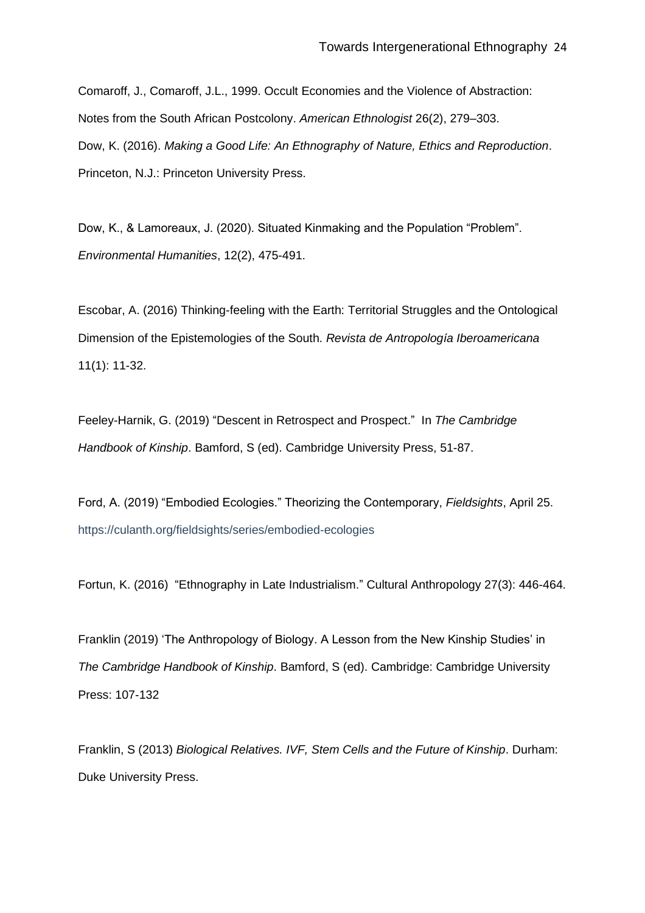Comaroff, J., Comaroff, J.L., 1999. Occult Economies and the Violence of Abstraction: Notes from the South African Postcolony. *American Ethnologist* 26(2), 279–303.

Dow, K. (2016). *Making a Good Life: An Ethnography of Nature, Ethics and Reproduction*. Princeton, N.J.: Princeton University Press.

Dow, K., & Lamoreaux, J. (2020). Situated Kinmaking and the Population "Problem". *Environmental Humanities*, 12(2), 475-491.

Escobar, A. (2016) Thinking-feeling with the Earth: Territorial Struggles and the Ontological Dimension of the Epistemologies of the South. *Revista de Antropología Iberoamericana* 11(1): 11-32.

Feeley-Harnik, G. (2019) "Descent in Retrospect and Prospect." In *The Cambridge Handbook of Kinship*. Bamford, S (ed). Cambridge University Press, 51-87.

Ford, A. (2019) "Embodied Ecologies." Theorizing the Contemporary, *Fieldsights*, April 25. https://culanth.org/fieldsights/series/embodied-ecologies

Fortun, K. (2016) "Ethnography in Late Industrialism." Cultural Anthropology 27(3): 446-464.

Franklin (2019) 'The Anthropology of Biology. A Lesson from the New Kinship Studies' in *The Cambridge Handbook of Kinship*. Bamford, S (ed). Cambridge: Cambridge University Press: 107-132

Franklin, S (2013) *Biological Relatives. IVF, Stem Cells and the Future of Kinship*. Durham: Duke University Press.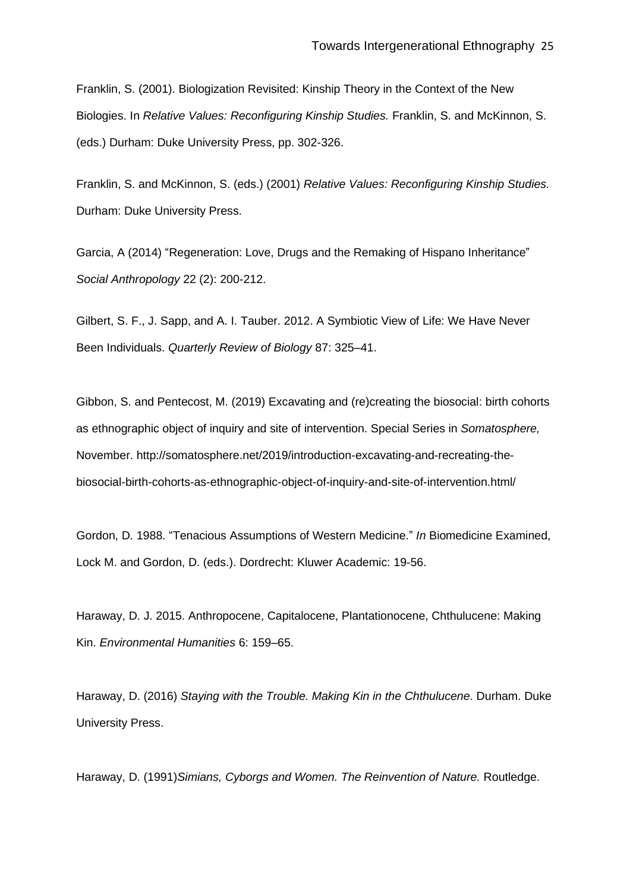Franklin, S. (2001). Biologization Revisited: Kinship Theory in the Context of the New Biologies. In *Relative Values: Reconfiguring Kinship Studies.* Franklin, S. and McKinnon, S. (eds.) Durham: Duke University Press, pp. 302-326.

Franklin, S. and McKinnon, S. (eds.) (2001) *Relative Values: Reconfiguring Kinship Studies.* Durham: Duke University Press.

Garcia, A (2014) "Regeneration: Love, Drugs and the Remaking of Hispano Inheritance" *Social Anthropology* 22 (2): 200-212.

Gilbert, S. F., J. Sapp, and A. I. Tauber. 2012. A Symbiotic View of Life: We Have Never Been Individuals. *Quarterly Review of Biology* 87: 325–41.

Gibbon, S. and Pentecost, M. (2019) Excavating and (re)creating the biosocial: birth cohorts as ethnographic object of inquiry and site of intervention. Special Series in *Somatosphere,* November. http://somatosphere.net/2019/introduction-excavating-and-recreating-the-biosocial-birth-cohorts-as-ethnographic-object-of-inquiry-and-site-of-intervention.html/

Gordon, D. 1988. "Tenacious Assumptions of Western Medicine." *In* Biomedicine Examined, Lock M. and Gordon, D. (eds.). Dordrecht: Kluwer Academic: 19-56.

Haraway, D. J. 2015. Anthropocene, Capitalocene, Plantationocene, Chthulucene: Making Kin. *Environmental Humanities* 6: 159–65.

Haraway, D. (2016) *Staying with the Trouble. Making Kin in the Chthulucene*. Durham. Duke University Press.

Haraway, D. (1991)*Simians, Cyborgs and Women. The Reinvention of Nature.* Routledge.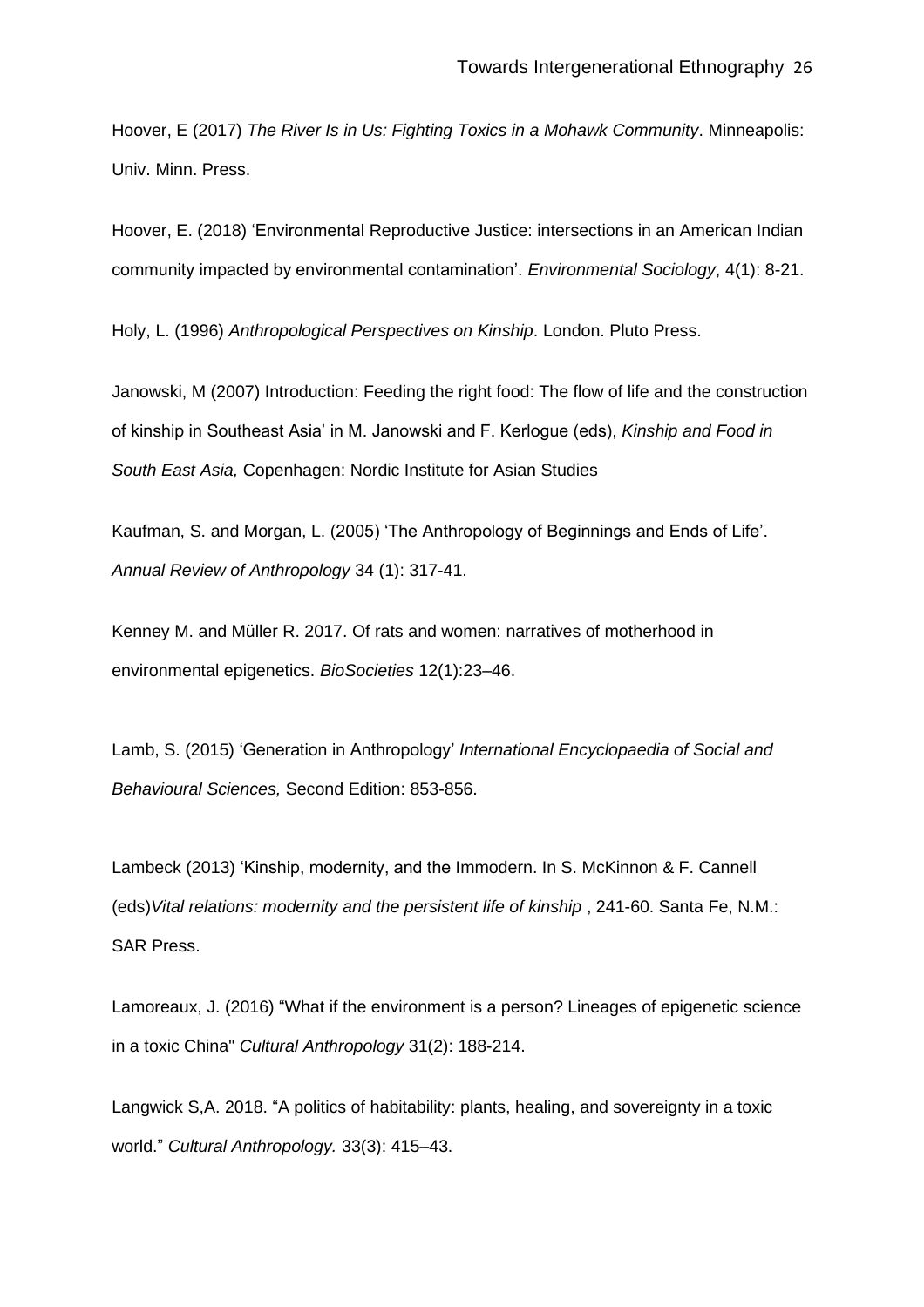Hoover, E (2017) *The River Is in Us: Fighting Toxics in a Mohawk Community*. Minneapolis: Univ. Minn. Press.

Hoover, E. (2018) 'Environmental Reproductive Justice: intersections in an American Indian community impacted by environmental contamination'. *Environmental Sociology*, 4(1): 8-21.

Holy, L. (1996) *Anthropological Perspectives on Kinship*. London. Pluto Press.

Janowski, M (2007) Introduction: Feeding the right food: The flow of life and the construction of kinship in Southeast Asia' in M. Janowski and F. Kerlogue (eds), *Kinship and Food in South East Asia,* Copenhagen: Nordic Institute for Asian Studies

Kaufman, S. and Morgan, L. (2005) 'The Anthropology of Beginnings and Ends of Life'. *Annual Review of Anthropology* 34 (1): 317-41.

Kenney M. and Müller R. 2017. Of rats and women: narratives of motherhood in environmental epigenetics. *BioSocieties* 12(1):23–46.

Lamb, S. (2015) 'Generation in Anthropology' *International Encyclopaedia of Social and Behavioural Sciences,* Second Edition: 853-856.

Lambeck (2013) 'Kinship, modernity, and the Immodern. In S. McKinnon & F. Cannell (eds)*Vital relations: modernity and the persistent life of kinship* , 241-60. Santa Fe, N.M.: SAR Press.

Lamoreaux, J. (2016) "What if the environment is a person? Lineages of epigenetic science in a toxic China" *Cultural Anthropology* 31(2): 188-214.

Langwick S,A. 2018. "A politics of habitability: plants, healing, and sovereignty in a toxic world." *Cultural Anthropology.* 33(3): 415–43.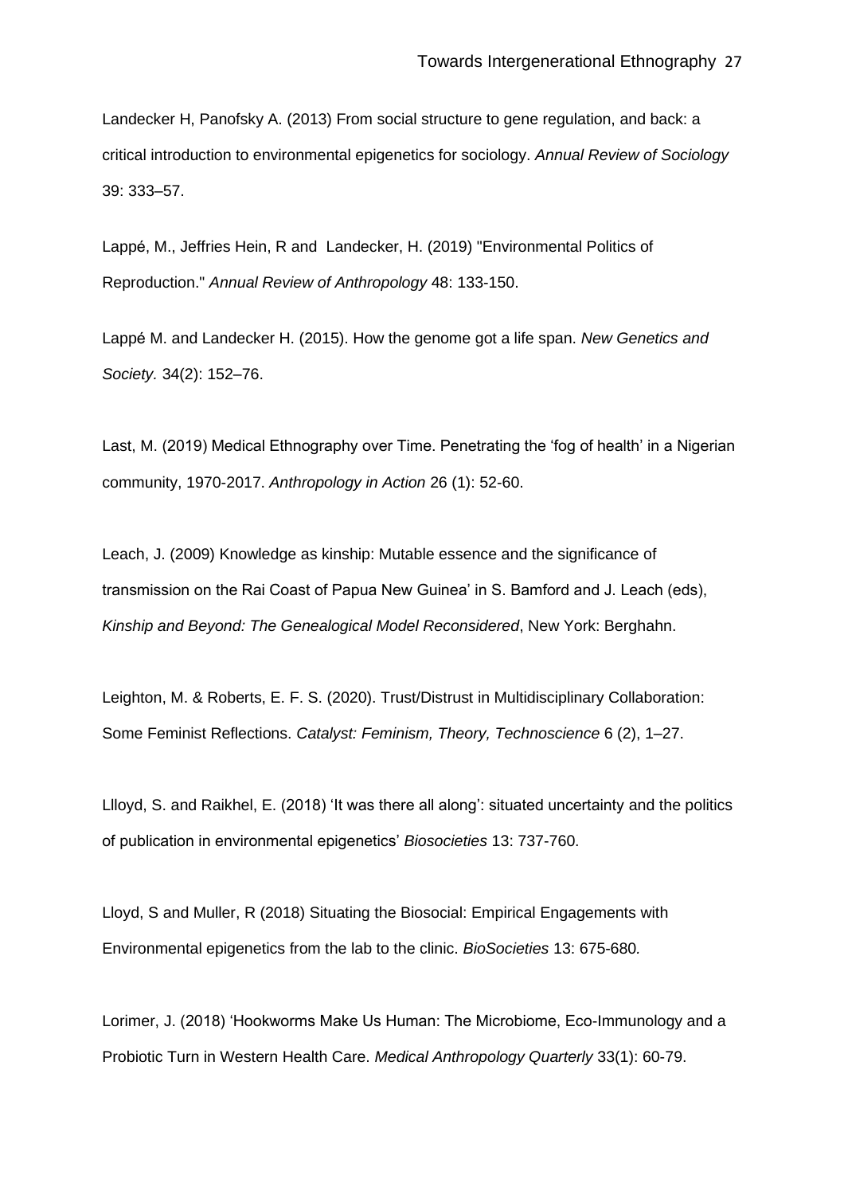Landecker H, Panofsky A. (2013) From social structure to gene regulation, and back: a critical introduction to environmental epigenetics for sociology. *Annual Review of Sociology* 39: 333–57.

Lappé, M., Jeffries Hein, R and Landecker, H. (2019) "Environmental Politics of Reproduction." *Annual Review of Anthropology* 48: 133-150.

Lappé M. and Landecker H. (2015). How the genome got a life span. *New Genetics and Society.* 34(2): 152–76.

Last, M. (2019) Medical Ethnography over Time. Penetrating the 'fog of health' in a Nigerian community, 1970-2017. *Anthropology in Action* 26 (1): 52-60.

Leach, J. (2009) Knowledge as kinship: Mutable essence and the significance of transmission on the Rai Coast of Papua New Guinea' in S. Bamford and J. Leach (eds), *Kinship and Beyond: The Genealogical Model Reconsidered*, New York: Berghahn.

Leighton, M. & Roberts, E. F. S. (2020). Trust/Distrust in Multidisciplinary Collaboration: Some Feminist Reflections. *Catalyst: Feminism, Theory, Technoscience* 6 (2), 1–27.

Llloyd, S. and Raikhel, E. (2018) 'It was there all along': situated uncertainty and the politics of publication in environmental epigenetics' *Biosocieties* 13: 737-760.

Lloyd, S and Muller, R (2018) Situating the Biosocial: Empirical Engagements with Environmental epigenetics from the lab to the clinic. *BioSocieties* 13: 675-680*.*

Lorimer, J. (2018) 'Hookworms Make Us Human: The Microbiome, Eco-Immunology and a Probiotic Turn in Western Health Care. *Medical Anthropology Quarterly* 33(1): 60-79.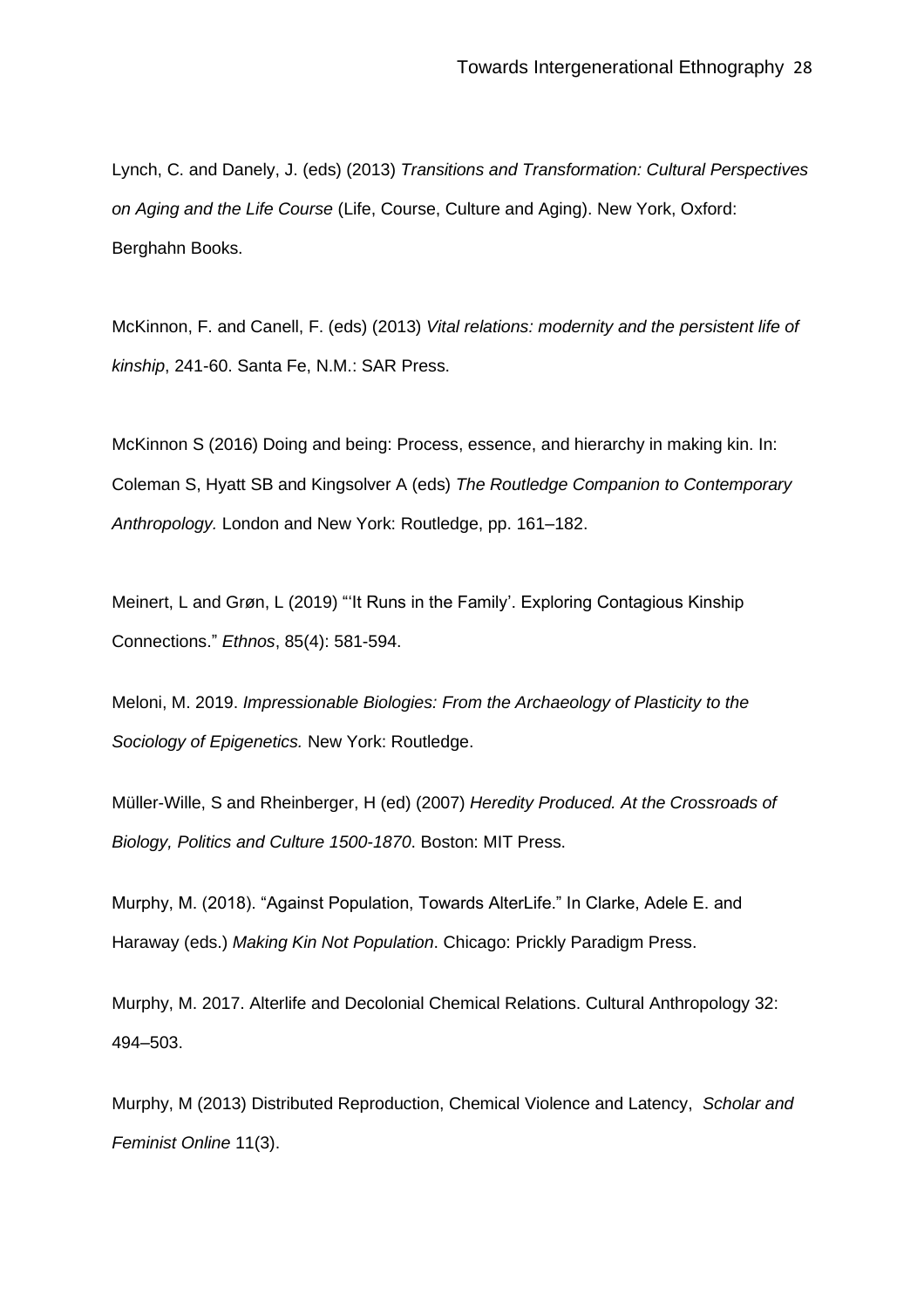Lynch, C. and Danely, J. (eds) (2013) *Transitions and Transformation: Cultural Perspectives on Aging and the Life Course* (Life, Course, Culture and Aging). New York, Oxford: Berghahn Books.

McKinnon, F. and Canell, F. (eds) (2013) *Vital relations: modernity and the persistent life of kinship*, 241-60. Santa Fe, N.M.: SAR Press.

McKinnon S (2016) Doing and being: Process, essence, and hierarchy in making kin. In: Coleman S, Hyatt SB and Kingsolver A (eds) *The Routledge Companion to Contemporary Anthropology.* London and New York: Routledge, pp. 161–182.

Meinert, L and Grøn, L (2019) "'It Runs in the Family'. Exploring Contagious Kinship Connections." *Ethnos*, 85(4): 581-594.

Meloni, M. 2019. *Impressionable Biologies: From the Archaeology of Plasticity to the Sociology of Epigenetics.* New York: Routledge.

Müller-Wille, S and Rheinberger, H (ed) (2007) *Heredity Produced. At the Crossroads of Biology, Politics and Culture 1500-1870*. Boston: MIT Press.

Murphy, M. (2018). "Against Population, Towards AlterLife." In Clarke, Adele E. and Haraway (eds.) *Making Kin Not Population*. Chicago: Prickly Paradigm Press.

Murphy, M. 2017. Alterlife and Decolonial Chemical Relations. Cultural Anthropology 32: 494–503.

Murphy, M (2013) Distributed Reproduction, Chemical Violence and Latency, *Scholar and Feminist Online* 11(3).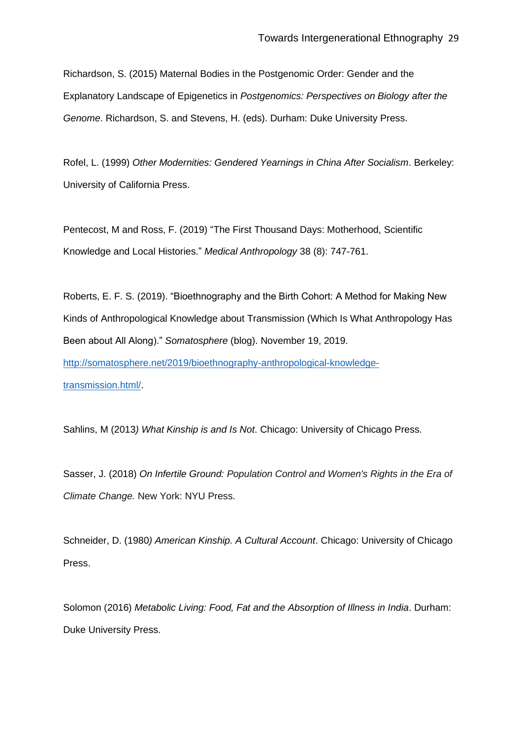Richardson, S. (2015) Maternal Bodies in the Postgenomic Order: Gender and the Explanatory Landscape of Epigenetics in *Postgenomics: Perspectives on Biology after the Genome*. Richardson, S. and Stevens, H. (eds). Durham: Duke University Press.

Rofel, L. (1999) *Other Modernities: Gendered Yearnings in China After Socialism*. Berkeley: University of California Press.

Pentecost, M and Ross, F. (2019) "The First Thousand Days: Motherhood, Scientific Knowledge and Local Histories." *Medical Anthropology* 38 (8): 747-761.

Roberts, E. F. S. (2019). "Bioethnography and the Birth Cohort: A Method for Making New Kinds of Anthropological Knowledge about Transmission (Which Is What Anthropology Has Been about All Along)." *Somatosphere* (blog). November 19, 2019. http://somatosphere.net/2019/bioethnography-anthropological-knowledge-transmission.html/.

Sahlins, M (2013*) What Kinship is and Is Not*. Chicago: University of Chicago Press.

Sasser, J. (2018) *On Infertile Ground: Population Control and Women's Rights in the Era of Climate Change.* New York: NYU Press.

Schneider, D. (1980*) American Kinship. A Cultural Account*. Chicago: University of Chicago Press.

Solomon (2016) *Metabolic Living: Food, Fat and the Absorption of Illness in India*. Durham: Duke University Press.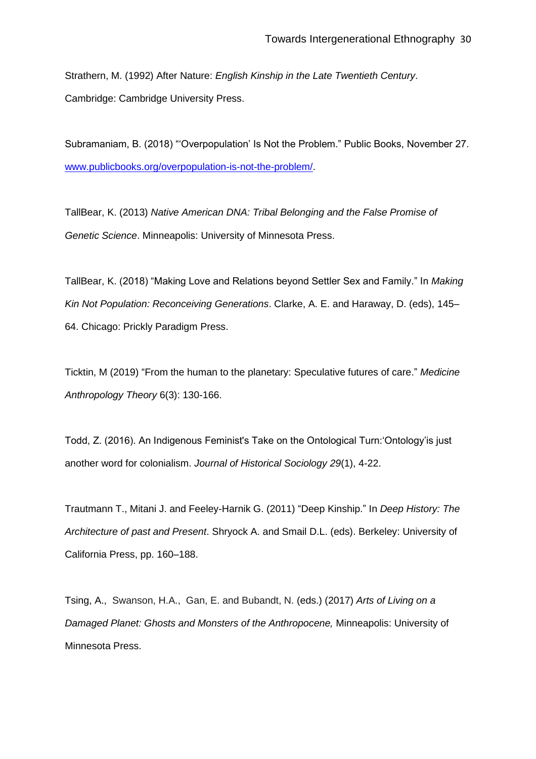Strathern, M. (1992) After Nature: *English Kinship in the Late Twentieth Century*. Cambridge: Cambridge University Press.

Subramaniam, B. (2018) "'Overpopulation' Is Not the Problem." Public Books, November 27. [www.publicbooks.org/overpopulation-is-not-the-problem/](www.publicbooks.org/overpopulation-is-not-the-problem/).

TallBear, K. (2013) *Native American DNA: Tribal Belonging and the False Promise of Genetic Science*. Minneapolis: University of Minnesota Press.

TallBear, K. (2018) "Making Love and Relations beyond Settler Sex and Family." In *Making Kin Not Population: Reconceiving Generations*. Clarke, A. E. and Haraway, D. (eds), 145–64. Chicago: Prickly Paradigm Press.

Ticktin, M (2019) "From the human to the planetary: Speculative futures of care." *Medicine Anthropology Theory* 6(3): 130-166.

Todd, Z. (2016). An Indigenous Feminist's Take on the Ontological Turn:'Ontology'is just another word for colonialism. *Journal of Historical Sociology 29*(1), 4-22.

Trautmann T., Mitani J. and Feeley-Harnik G. (2011) "Deep Kinship." In *Deep History: The Architecture of past and Present*. Shryock A. and Smail D.L. (eds). Berkeley: University of California Press, pp. 160–188.

Tsing, A., Swanson, H.A., Gan, E. and Bubandt, N. (eds.) (2017) *Arts of Living on a Damaged Planet: Ghosts and Monsters of the Anthropocene,* Minneapolis: University of Minnesota Press.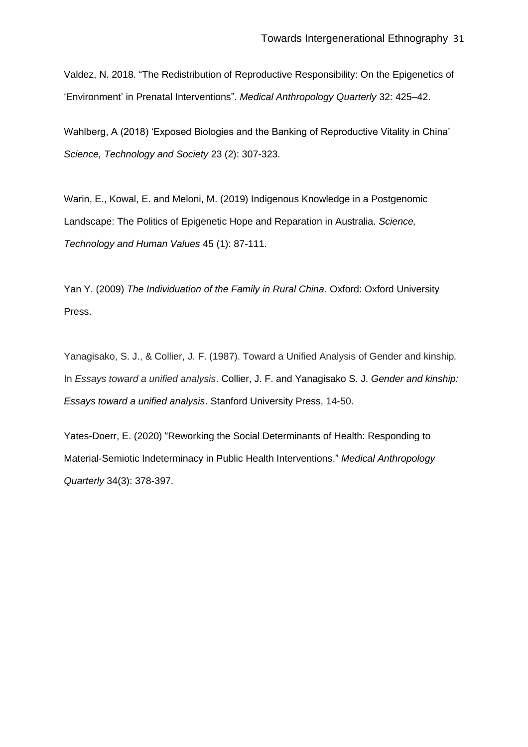Valdez, N. 2018. "The Redistribution of Reproductive Responsibility: On the Epigenetics of 'Environment' in Prenatal Interventions". *Medical Anthropology Quarterly* 32: 425–42.

Wahlberg, A (2018) 'Exposed Biologies and the Banking of Reproductive Vitality in China' *Science, Technology and Society* 23 (2): 307-323.

Warin, E., Kowal, E. and Meloni, M. (2019) Indigenous Knowledge in a Postgenomic Landscape: The Politics of Epigenetic Hope and Reparation in Australia. *Science, Technology and Human Values* 45 (1): 87-111.

Yan Y. (2009) *The Individuation of the Family in Rural China*. Oxford: Oxford University Press.

Yanagisako, S. J., & Collier, J. F. (1987). Toward a Unified Analysis of Gender and kinship. In *Essays toward a unified analysis*. Collier, J. F. and Yanagisako S. J. *Gender and kinship: Essays toward a unified analysis*. Stanford University Press, 14-50.

Yates-Doerr, E. (2020) "Reworking the Social Determinants of Health: Responding to Material-Semiotic Indeterminacy in Public Health Interventions." *Medical Anthropology Quarterly* 34(3): 378-397.